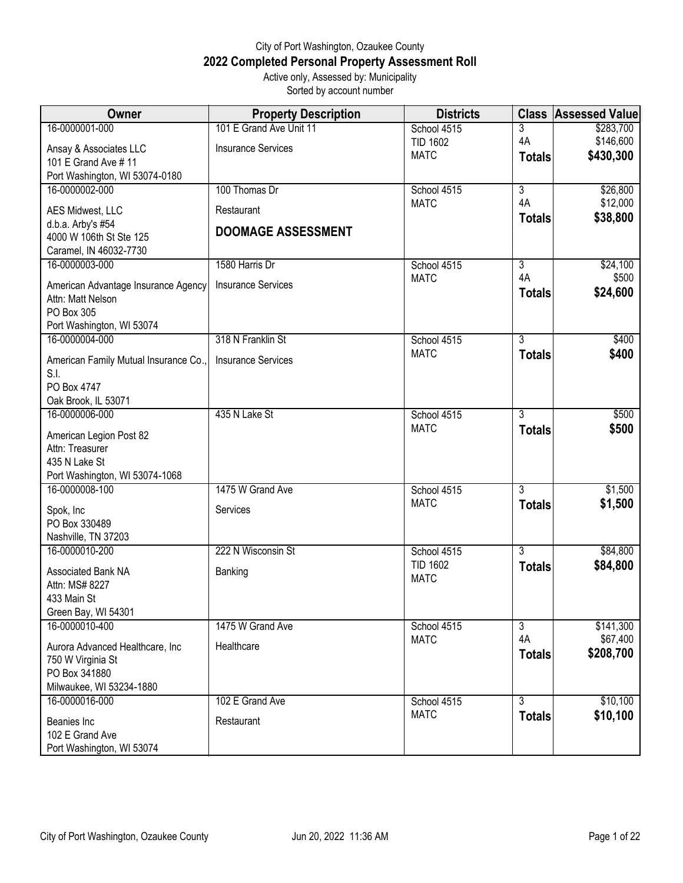City of Port Washington, Ozaukee County

# 2022 Completed Personal Property Assessment Roll

Active only, Assessed by: Municipality

Sorted by account number

| Owner | Property Description | Districts | Class | Assessed Value |
|---|---|---|---|---|
| 16-0000001-000<br>Ansay & Associates LLC<br>101 E Grand Ave # 11<br>Port Washington, WI 53074-0180 | 101 E Grand Ave Unit 11<br>Insurance Services | School 4515<br>TID 1602<br>MATC | 3<br>4A<br>**Totals** | $283,700<br>$146,600<br>**$430,300** |
| 16-0000002-000<br>AES Midwest, LLC<br>d.b.a. Arby's #54<br>4000 W 106th St Ste 125<br>Caramel, IN 46032-7730 | 100 Thomas Dr<br>Restaurant<br>**DOOMAGE ASSESSMENT** | School 4515<br>MATC | 3<br>4A<br>**Totals** | $26,800<br>$12,000<br>**$38,800** |
| 16-0000003-000<br>American Advantage Insurance Agency<br>Attn: Matt Nelson<br>PO Box 305<br>Port Washington, WI 53074 | 1580 Harris Dr<br>Insurance Services | School 4515<br>MATC | 3<br>4A<br>**Totals** | $24,100<br>$500<br>**$24,600** |
| 16-0000004-000<br>American Family Mutual Insurance Co., S.I.<br>PO Box 4747<br>Oak Brook, IL 53071 | 318 N Franklin St<br>Insurance Services | School 4515<br>MATC | 3<br>**Totals** | $400<br>**$400** |
| 16-0000006-000<br>American Legion Post 82<br>Attn: Treasurer<br>435 N Lake St<br>Port Washington, WI 53074-1068 | 435 N Lake St | School 4515<br>MATC | 3<br>**Totals** | $500<br>**$500** |
| 16-0000008-100<br>Spok, Inc<br>PO Box 330489<br>Nashville, TN 37203 | 1475 W Grand Ave<br>Services | School 4515<br>MATC | 3<br>**Totals** | $1,500<br>**$1,500** |
| 16-0000010-200<br>Associated Bank NA<br>Attn: MS# 8227<br>433 Main St<br>Green Bay, WI 54301 | 222 N Wisconsin St<br>Banking | School 4515<br>TID 1602<br>MATC | 3<br>**Totals** | $84,800<br>**$84,800** |
| 16-0000010-400<br>Aurora Advanced Healthcare, Inc<br>750 W Virginia St<br>PO Box 341880<br>Milwaukee, WI 53234-1880 | 1475 W Grand Ave<br>Healthcare | School 4515<br>MATC | 3<br>4A<br>**Totals** | $141,300<br>$67,400<br>**$208,700** |
| 16-0000016-000<br>Beanies Inc<br>102 E Grand Ave<br>Port Washington, WI 53074 | 102 E Grand Ave<br>Restaurant | School 4515<br>MATC | 3<br>**Totals** | $10,100<br>**$10,100** |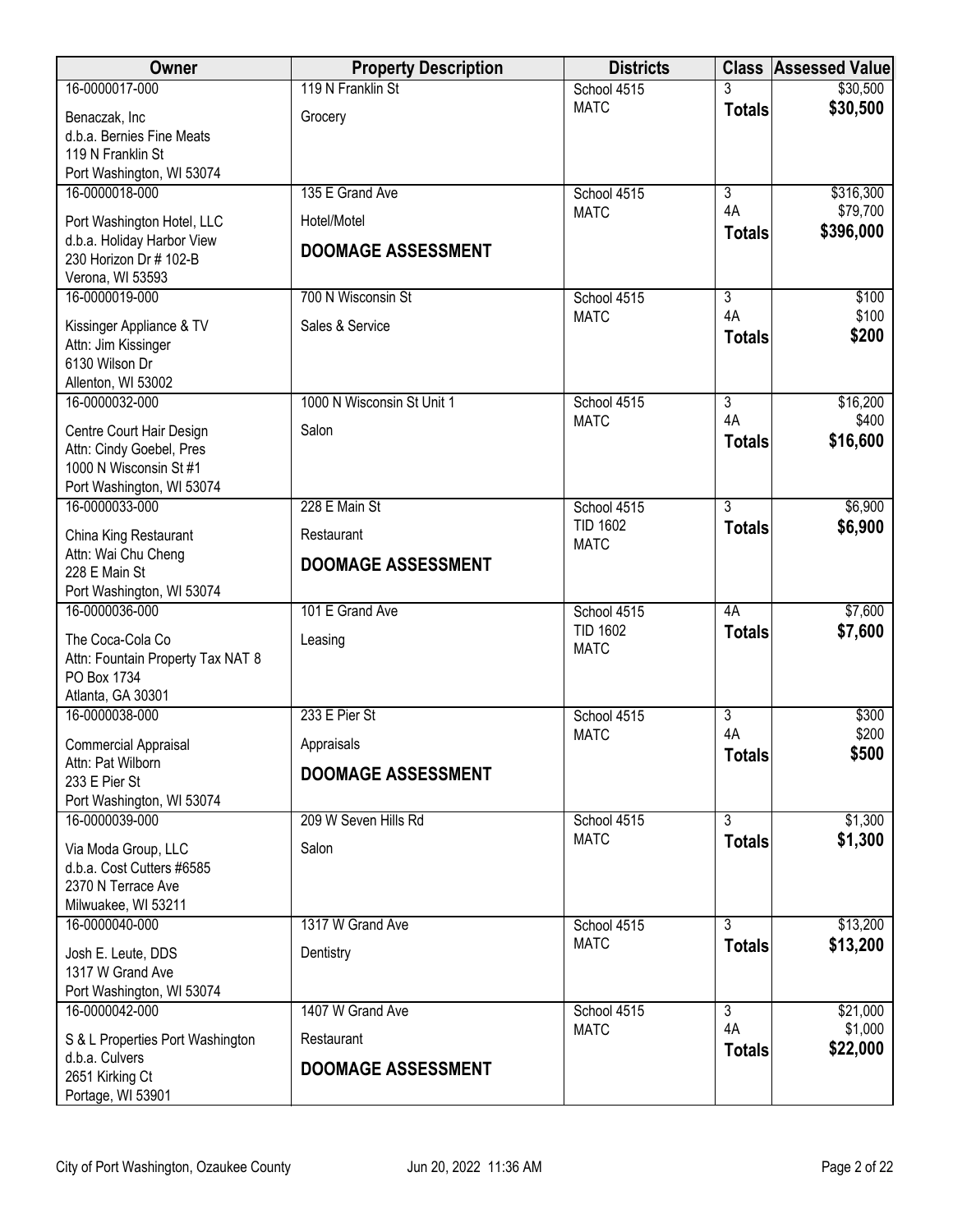| Owner | Property Description | Districts | Class | Assessed Value |
|---|---|---|---|---|
| 16-0000017-000<br>Benaczak, Inc<br>d.b.a. Bernies Fine Meats<br>119 N Franklin St<br>Port Washington, WI 53074 | 119 N Franklin St<br>Grocery | School 4515<br>MATC | 3<br>**Totals** | $30,500<br>**$30,500** |
| 16-0000018-000<br>Port Washington Hotel, LLC<br>d.b.a. Holiday Harbor View<br>230 Horizon Dr # 102-B<br>Verona, WI 53593 | 135 E Grand Ave<br>Hotel/Motel<br>**DOOMAGE ASSESSMENT** | School 4515<br>MATC | 3<br>4A<br>**Totals** | $316,300<br>$79,700<br>**$396,000** |
| 16-0000019-000<br>Kissinger Appliance & TV<br>Attn: Jim Kissinger<br>6130 Wilson Dr<br>Allenton, WI 53002 | 700 N Wisconsin St<br>Sales & Service | School 4515<br>MATC | 3<br>4A<br>**Totals** | $100<br>$100<br>**$200** |
| 16-0000032-000<br>Centre Court Hair Design<br>Attn: Cindy Goebel, Pres<br>1000 N Wisconsin St #1<br>Port Washington, WI 53074 | 1000 N Wisconsin St Unit 1<br>Salon | School 4515<br>MATC | 3<br>4A<br>**Totals** | $16,200<br>$400<br>**$16,600** |
| 16-0000033-000<br>China King Restaurant<br>Attn: Wai Chu Cheng<br>228 E Main St<br>Port Washington, WI 53074 | 228 E Main St<br>Restaurant<br>**DOOMAGE ASSESSMENT** | School 4515<br>TID 1602<br>MATC | 3<br>**Totals** | $6,900<br>**$6,900** |
| 16-0000036-000<br>The Coca-Cola Co<br>Attn: Fountain Property Tax NAT 8<br>PO Box 1734<br>Atlanta, GA 30301 | 101 E Grand Ave<br>Leasing | School 4515<br>TID 1602<br>MATC | 4A<br>**Totals** | $7,600<br>**$7,600** |
| 16-0000038-000<br>Commercial Appraisal<br>Attn: Pat Wilborn<br>233 E Pier St<br>Port Washington, WI 53074 | 233 E Pier St<br>Appraisals<br>**DOOMAGE ASSESSMENT** | School 4515<br>MATC | 3<br>4A<br>**Totals** | $300<br>$200<br>**$500** |
| 16-0000039-000<br>Via Moda Group, LLC<br>d.b.a. Cost Cutters #6585<br>2370 N Terrace Ave<br>Milwuakee, WI 53211 | 209 W Seven Hills Rd<br>Salon | School 4515<br>MATC | 3<br>**Totals** | $1,300<br>**$1,300** |
| 16-0000040-000<br>Josh E. Leute, DDS<br>1317 W Grand Ave<br>Port Washington, WI 53074 | 1317 W Grand Ave<br>Dentistry | School 4515<br>MATC | 3<br>**Totals** | $13,200<br>**$13,200** |
| 16-0000042-000<br>S & L Properties Port Washington<br>d.b.a. Culvers<br>2651 Kirking Ct<br>Portage, WI 53901 | 1407 W Grand Ave<br>Restaurant<br>**DOOMAGE ASSESSMENT** | School 4515<br>MATC | 3<br>4A<br>**Totals** | $21,000<br>$1,000<br>**$22,000** |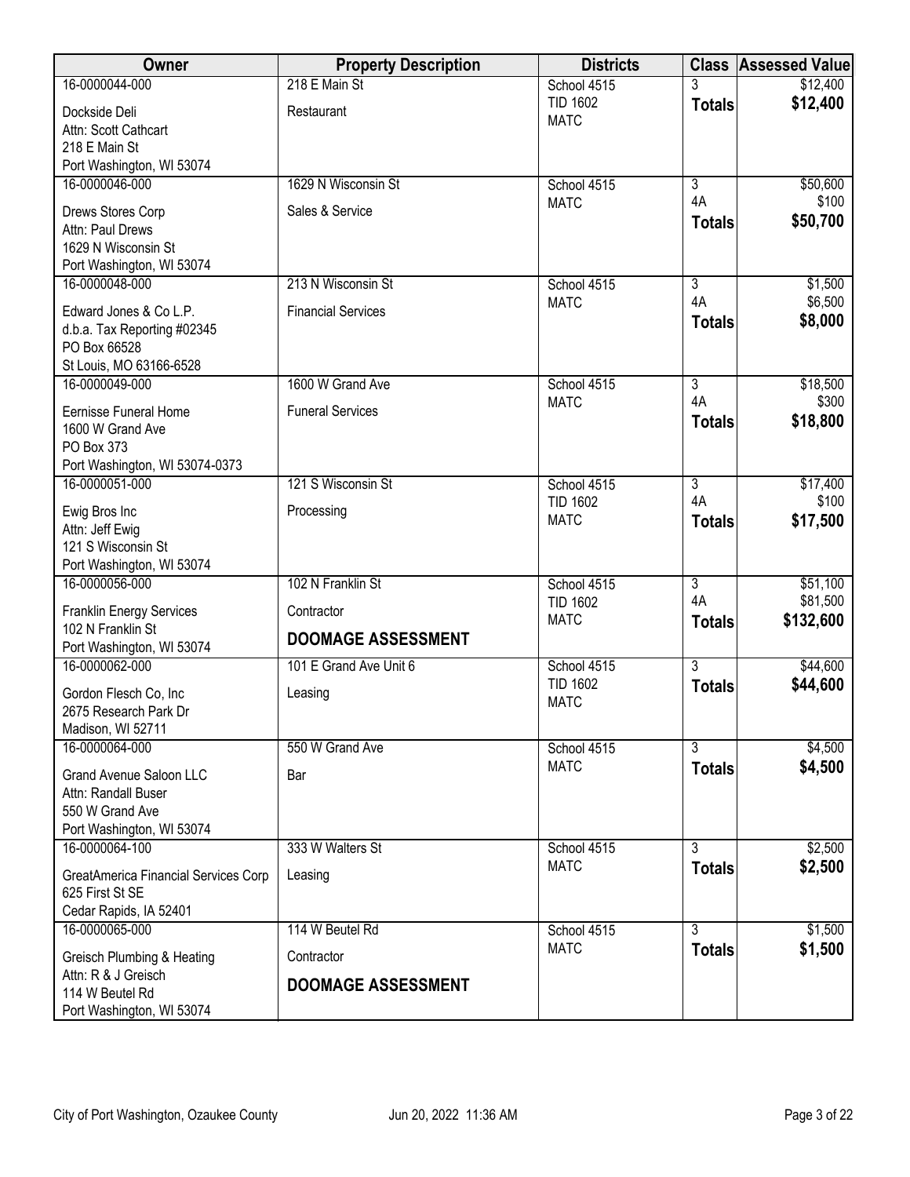| Owner | Property Description | Districts | Class | Assessed Value |
|---|---|---|---|---|
| 16-0000044-000<br>Dockside Deli<br>Attn: Scott Cathcart<br>218 E Main St<br>Port Washington, WI 53074 | 218 E Main St<br>Restaurant | School 4515<br>TID 1602<br>MATC | 3<br>**Totals** | $12,400<br>**$12,400** |
| 16-0000046-000<br>Drews Stores Corp<br>Attn: Paul Drews<br>1629 N Wisconsin St<br>Port Washington, WI 53074 | 1629 N Wisconsin St<br>Sales & Service | School 4515<br>MATC | 3<br>4A<br>**Totals** | $50,600<br>$100<br>**$50,700** |
| 16-0000048-000<br>Edward Jones & Co L.P.<br>d.b.a. Tax Reporting #02345<br>PO Box 66528<br>St Louis, MO 63166-6528 | 213 N Wisconsin St<br>Financial Services | School 4515<br>MATC | 3<br>4A<br>**Totals** | $1,500<br>$6,500<br>**$8,000** |
| 16-0000049-000<br>Eernisse Funeral Home<br>1600 W Grand Ave<br>PO Box 373<br>Port Washington, WI 53074-0373 | 1600 W Grand Ave<br>Funeral Services | School 4515<br>MATC | 3<br>4A<br>**Totals** | $18,500<br>$300<br>**$18,800** |
| 16-0000051-000<br>Ewig Bros Inc<br>Attn: Jeff Ewig<br>121 S Wisconsin St<br>Port Washington, WI 53074 | 121 S Wisconsin St<br>Processing | School 4515<br>TID 1602<br>MATC | 3<br>4A<br>**Totals** | $17,400<br>$100<br>**$17,500** |
| 16-0000056-000<br>Franklin Energy Services<br>102 N Franklin St<br>Port Washington, WI 53074 | 102 N Franklin St<br>Contractor<br>**DOOMAGE ASSESSMENT** | School 4515<br>TID 1602<br>MATC | 3<br>4A<br>**Totals** | $51,100<br>$81,500<br>**$132,600** |
| 16-0000062-000<br>Gordon Flesch Co, Inc<br>2675 Research Park Dr<br>Madison, WI 52711 | 101 E Grand Ave Unit 6<br>Leasing | School 4515<br>TID 1602<br>MATC | 3<br>**Totals** | $44,600<br>**$44,600** |
| 16-0000064-000<br>Grand Avenue Saloon LLC<br>Attn: Randall Buser<br>550 W Grand Ave<br>Port Washington, WI 53074 | 550 W Grand Ave<br>Bar | School 4515<br>MATC | 3<br>**Totals** | $4,500<br>**$4,500** |
| 16-0000064-100<br>GreatAmerica Financial Services Corp<br>625 First St SE<br>Cedar Rapids, IA 52401 | 333 W Walters St<br>Leasing | School 4515<br>MATC | 3<br>**Totals** | $2,500<br>**$2,500** |
| 16-0000065-000<br>Greisch Plumbing & Heating<br>Attn: R & J Greisch<br>114 W Beutel Rd<br>Port Washington, WI 53074 | 114 W Beutel Rd<br>Contractor<br>**DOOMAGE ASSESSMENT** | School 4515<br>MATC | 3<br>**Totals** | $1,500<br>**$1,500** |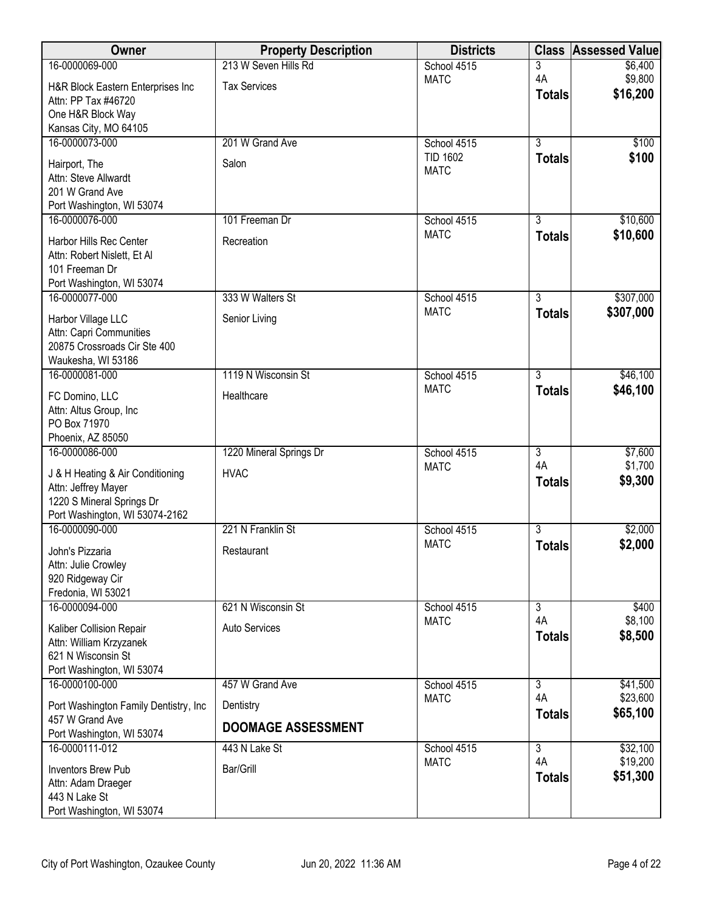| Owner | Property Description | Districts | Class | Assessed Value |
|---|---|---|---|---|
| 16-0000069-000<br>H&R Block Eastern Enterprises Inc<br>Attn: PP Tax #46720<br>One H&R Block Way<br>Kansas City, MO 64105 | 213 W Seven Hills Rd<br>Tax Services | School 4515<br>MATC | 3<br>4A<br>**Totals** | $6,400<br>$9,800<br>**$16,200** |
| 16-0000073-000<br>Hairport, The<br>Attn: Steve Allwardt<br>201 W Grand Ave<br>Port Washington, WI 53074 | 201 W Grand Ave<br>Salon | School 4515<br>TID 1602<br>MATC | 3<br>**Totals** | $100<br>**$100** |
| 16-0000076-000<br>Harbor Hills Rec Center<br>Attn: Robert Nislett, Et Al<br>101 Freeman Dr<br>Port Washington, WI 53074 | 101 Freeman Dr<br>Recreation | School 4515<br>MATC | 3<br>**Totals** | $10,600<br>**$10,600** |
| 16-0000077-000<br>Harbor Village LLC<br>Attn: Capri Communities<br>20875 Crossroads Cir Ste 400<br>Waukesha, WI 53186 | 333 W Walters St<br>Senior Living | School 4515<br>MATC | 3<br>**Totals** | $307,000<br>**$307,000** |
| 16-0000081-000<br>FC Domino, LLC<br>Attn: Altus Group, Inc<br>PO Box 71970<br>Phoenix, AZ 85050 | 1119 N Wisconsin St<br>Healthcare | School 4515<br>MATC | 3<br>**Totals** | $46,100<br>**$46,100** |
| 16-0000086-000<br>J & H Heating & Air Conditioning<br>Attn: Jeffrey Mayer<br>1220 S Mineral Springs Dr<br>Port Washington, WI 53074-2162 | 1220 Mineral Springs Dr<br>HVAC | School 4515<br>MATC | 3<br>4A<br>**Totals** | $7,600<br>$1,700<br>**$9,300** |
| 16-0000090-000<br>John's Pizzaria<br>Attn: Julie Crowley<br>920 Ridgeway Cir<br>Fredonia, WI 53021 | 221 N Franklin St<br>Restaurant | School 4515<br>MATC | 3<br>**Totals** | $2,000<br>**$2,000** |
| 16-0000094-000<br>Kaliber Collision Repair<br>Attn: William Krzyzanek<br>621 N Wisconsin St<br>Port Washington, WI 53074 | 621 N Wisconsin St<br>Auto Services | School 4515<br>MATC | 3<br>4A<br>**Totals** | $400<br>$8,100<br>**$8,500** |
| 16-0000100-000<br>Port Washington Family Dentistry, Inc<br>457 W Grand Ave<br>Port Washington, WI 53074 | 457 W Grand Ave<br>Dentistry<br>**DOOMAGE ASSESSMENT** | School 4515<br>MATC | 3<br>4A<br>**Totals** | $41,500<br>$23,600<br>**$65,100** |
| 16-0000111-012<br>Inventors Brew Pub<br>Attn: Adam Draeger<br>443 N Lake St<br>Port Washington, WI 53074 | 443 N Lake St<br>Bar/Grill | School 4515<br>MATC | 3<br>4A<br>**Totals** | $32,100<br>$19,200<br>**$51,300** |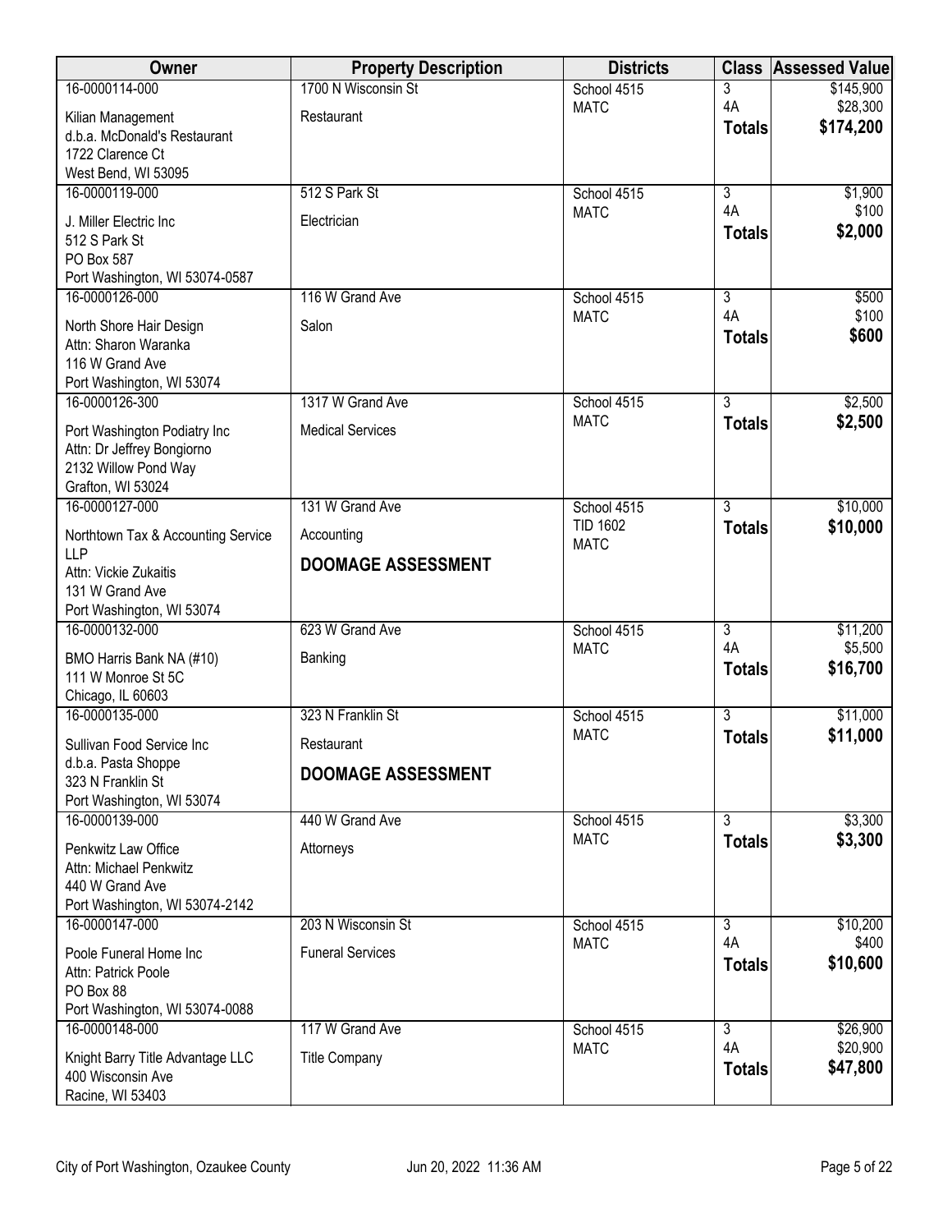| Owner | Property Description | Districts | Class | Assessed Value |
|---|---|---|---|---|
| 16-0000114-000<br>Kilian Management<br>d.b.a. McDonald's Restaurant<br>1722 Clarence Ct<br>West Bend, WI 53095 | 1700 N Wisconsin St<br>Restaurant | School 4515<br>MATC | 3<br>4A<br>**Totals** | $145,900<br>$28,300<br>**$174,200** |
| 16-0000119-000<br>J. Miller Electric Inc<br>512 S Park St<br>PO Box 587<br>Port Washington, WI 53074-0587 | 512 S Park St<br>Electrician | School 4515<br>MATC | 3<br>4A<br>**Totals** | $1,900<br>$100<br>**$2,000** |
| 16-0000126-000<br>North Shore Hair Design<br>Attn: Sharon Waranka<br>116 W Grand Ave<br>Port Washington, WI 53074 | 116 W Grand Ave<br>Salon | School 4515<br>MATC | 3<br>4A<br>**Totals** | $500<br>$100<br>**$600** |
| 16-0000126-300<br>Port Washington Podiatry Inc<br>Attn: Dr Jeffrey Bongiorno<br>2132 Willow Pond Way<br>Grafton, WI 53024 | 1317 W Grand Ave<br>Medical Services | School 4515<br>MATC | 3<br>**Totals** | $2,500<br>**$2,500** |
| 16-0000127-000<br>Northtown Tax & Accounting Service LLP<br>Attn: Vickie Zukaitis<br>131 W Grand Ave<br>Port Washington, WI 53074 | 131 W Grand Ave<br>Accounting<br>**DOOMAGE ASSESSMENT** | School 4515<br>TID 1602<br>MATC | 3<br>**Totals** | $10,000<br>**$10,000** |
| 16-0000132-000<br>BMO Harris Bank NA (#10)<br>111 W Monroe St 5C<br>Chicago, IL 60603 | 623 W Grand Ave<br>Banking | School 4515<br>MATC | 3<br>4A<br>**Totals** | $11,200<br>$5,500<br>**$16,700** |
| 16-0000135-000<br>Sullivan Food Service Inc<br>d.b.a. Pasta Shoppe<br>323 N Franklin St<br>Port Washington, WI 53074 | 323 N Franklin St<br>Restaurant<br>**DOOMAGE ASSESSMENT** | School 4515<br>MATC | 3<br>**Totals** | $11,000<br>**$11,000** |
| 16-0000139-000<br>Penkwitz Law Office<br>Attn: Michael Penkwitz<br>440 W Grand Ave<br>Port Washington, WI 53074-2142 | 440 W Grand Ave<br>Attorneys | School 4515<br>MATC | 3<br>**Totals** | $3,300<br>**$3,300** |
| 16-0000147-000<br>Poole Funeral Home Inc<br>Attn: Patrick Poole<br>PO Box 88<br>Port Washington, WI 53074-0088 | 203 N Wisconsin St<br>Funeral Services | School 4515<br>MATC | 3<br>4A<br>**Totals** | $10,200<br>$400<br>**$10,600** |
| 16-0000148-000<br>Knight Barry Title Advantage LLC<br>400 Wisconsin Ave<br>Racine, WI 53403 | 117 W Grand Ave<br>Title Company | School 4515<br>MATC | 3<br>4A<br>**Totals** | $26,900<br>$20,900<br>**$47,800** |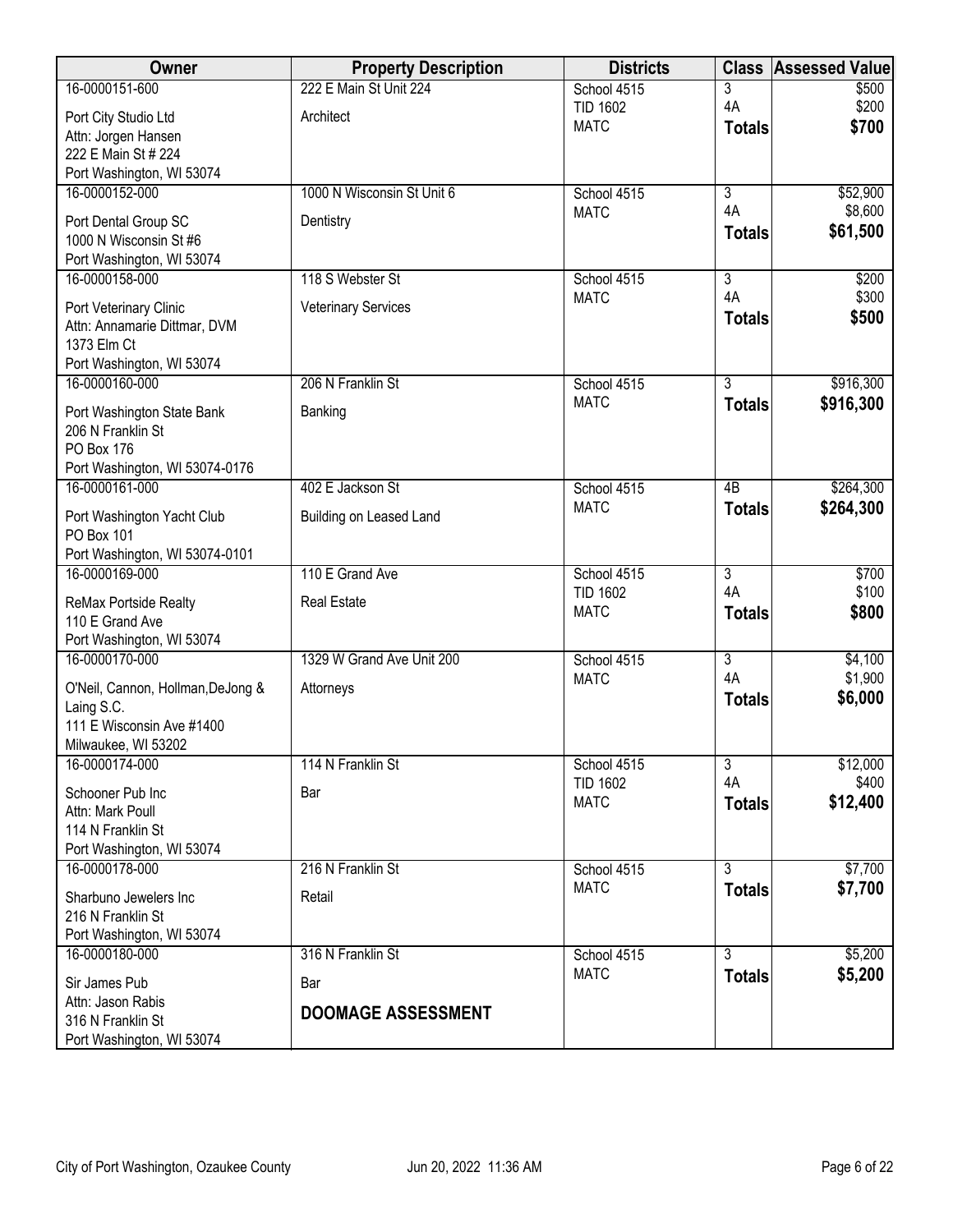| Owner | Property Description | Districts | Class | Assessed Value |
|---|---|---|---|---|
| 16-0000151-600<br>Port City Studio Ltd<br>Attn: Jorgen Hansen<br>222 E Main St # 224<br>Port Washington, WI 53074 | 222 E Main St Unit 224<br>Architect | School 4515<br>TID 1602<br>MATC | 3<br>4A<br>**Totals** | $500<br>$200<br>**$700** |
| 16-0000152-000<br>Port Dental Group SC<br>1000 N Wisconsin St #6<br>Port Washington, WI 53074 | 1000 N Wisconsin St Unit 6<br>Dentistry | School 4515<br>MATC | 3<br>4A<br>**Totals** | $52,900<br>$8,600<br>**$61,500** |
| 16-0000158-000<br>Port Veterinary Clinic<br>Attn: Annamarie Dittmar, DVM<br>1373 Elm Ct<br>Port Washington, WI 53074 | 118 S Webster St<br>Veterinary Services | School 4515<br>MATC | 3<br>4A<br>**Totals** | $200<br>$300<br>**$500** |
| 16-0000160-000<br>Port Washington State Bank<br>206 N Franklin St<br>PO Box 176<br>Port Washington, WI 53074-0176 | 206 N Franklin St<br>Banking | School 4515<br>MATC | 3<br>**Totals** | $916,300<br>**$916,300** |
| 16-0000161-000<br>Port Washington Yacht Club<br>PO Box 101<br>Port Washington, WI 53074-0101 | 402 E Jackson St<br>Building on Leased Land | School 4515<br>MATC | 4B<br>**Totals** | $264,300<br>**$264,300** |
| 16-0000169-000<br>ReMax Portside Realty<br>110 E Grand Ave<br>Port Washington, WI 53074 | 110 E Grand Ave<br>Real Estate | School 4515<br>TID 1602<br>MATC | 3<br>4A<br>**Totals** | $700<br>$100<br>**$800** |
| 16-0000170-000<br>O'Neil, Cannon, Hollman,DeJong &<br>Laing S.C.<br>111 E Wisconsin Ave #1400<br>Milwaukee, WI 53202 | 1329 W Grand Ave Unit 200<br>Attorneys | School 4515<br>MATC | 3<br>4A<br>**Totals** | $4,100<br>$1,900<br>**$6,000** |
| 16-0000174-000<br>Schooner Pub Inc<br>Attn: Mark Poull<br>114 N Franklin St<br>Port Washington, WI 53074 | 114 N Franklin St<br>Bar | School 4515<br>TID 1602<br>MATC | 3<br>4A<br>**Totals** | $12,000<br>$400<br>**$12,400** |
| 16-0000178-000<br>Sharbuno Jewelers Inc<br>216 N Franklin St<br>Port Washington, WI 53074 | 216 N Franklin St<br>Retail | School 4515<br>MATC | 3<br>**Totals** | $7,700<br>**$7,700** |
| 16-0000180-000<br>Sir James Pub<br>Attn: Jason Rabis<br>316 N Franklin St<br>Port Washington, WI 53074 | 316 N Franklin St<br>Bar<br>**DOOMAGE ASSESSMENT** | School 4515<br>MATC | 3<br>**Totals** | $5,200<br>**$5,200** |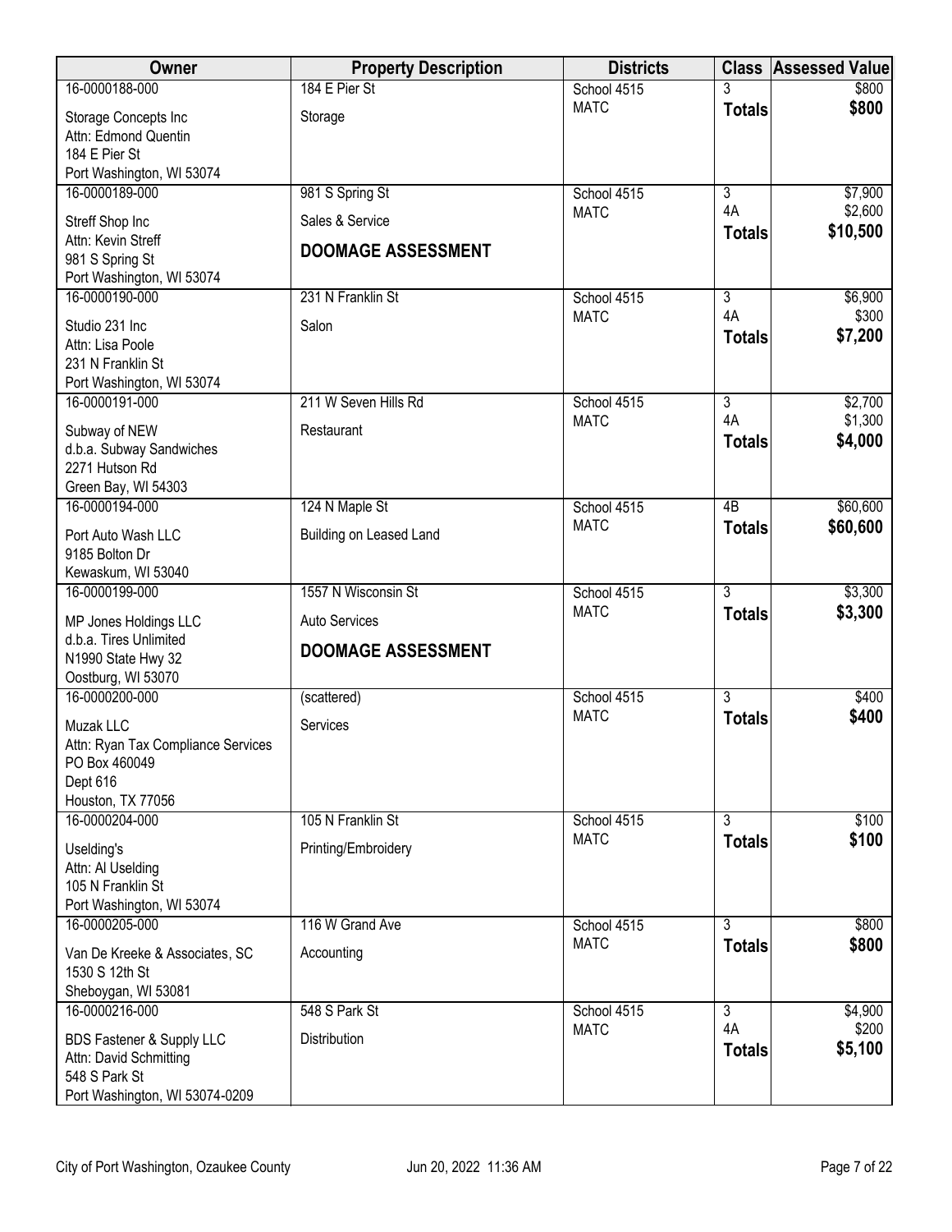| Owner | Property Description | Districts | Class | Assessed Value |
|---|---|---|---|---|
| 16-0000188-000<br>Storage Concepts Inc<br>Attn: Edmond Quentin<br>184 E Pier St<br>Port Washington, WI 53074 | 184 E Pier St<br>Storage | School 4515<br>MATC | 3<br>**Totals** | $800<br>**$800** |
| 16-0000189-000<br>Streff Shop Inc<br>Attn: Kevin Streff<br>981 S Spring St<br>Port Washington, WI 53074 | 981 S Spring St<br>Sales & Service<br>**DOOMAGE ASSESSMENT** | School 4515<br>MATC | 3<br>4A<br>**Totals** | $7,900<br>$2,600<br>**$10,500** |
| 16-0000190-000<br>Studio 231 Inc<br>Attn: Lisa Poole<br>231 N Franklin St<br>Port Washington, WI 53074 | 231 N Franklin St<br>Salon | School 4515<br>MATC | 3<br>4A<br>**Totals** | $6,900<br>$300<br>**$7,200** |
| 16-0000191-000<br>Subway of NEW<br>d.b.a. Subway Sandwiches<br>2271 Hutson Rd<br>Green Bay, WI 54303 | 211 W Seven Hills Rd<br>Restaurant | School 4515<br>MATC | 3<br>4A<br>**Totals** | $2,700<br>$1,300<br>**$4,000** |
| 16-0000194-000<br>Port Auto Wash LLC<br>9185 Bolton Dr<br>Kewaskum, WI 53040 | 124 N Maple St<br>Building on Leased Land | School 4515<br>MATC | 4B<br>**Totals** | $60,600<br>**$60,600** |
| 16-0000199-000<br>MP Jones Holdings LLC<br>d.b.a. Tires Unlimited<br>N1990 State Hwy 32<br>Oostburg, WI 53070 | 1557 N Wisconsin St<br>Auto Services<br>**DOOMAGE ASSESSMENT** | School 4515<br>MATC | 3<br>**Totals** | $3,300<br>**$3,300** |
| 16-0000200-000<br>Muzak LLC<br>Attn: Ryan Tax Compliance Services<br>PO Box 460049<br>Dept 616<br>Houston, TX 77056 | (scattered)<br>Services | School 4515<br>MATC | 3<br>**Totals** | $400<br>**$400** |
| 16-0000204-000<br>Uselding's<br>Attn: Al Uselding<br>105 N Franklin St<br>Port Washington, WI 53074 | 105 N Franklin St<br>Printing/Embroidery | School 4515<br>MATC | 3<br>**Totals** | $100<br>**$100** |
| 16-0000205-000<br>Van De Kreeke & Associates, SC<br>1530 S 12th St<br>Sheboygan, WI 53081 | 116 W Grand Ave<br>Accounting | School 4515<br>MATC | 3<br>**Totals** | $800<br>**$800** |
| 16-0000216-000<br>BDS Fastener & Supply LLC<br>Attn: David Schmitting<br>548 S Park St<br>Port Washington, WI 53074-0209 | 548 S Park St<br>Distribution | School 4515<br>MATC | 3<br>4A<br>**Totals** | $4,900<br>$200<br>**$5,100** |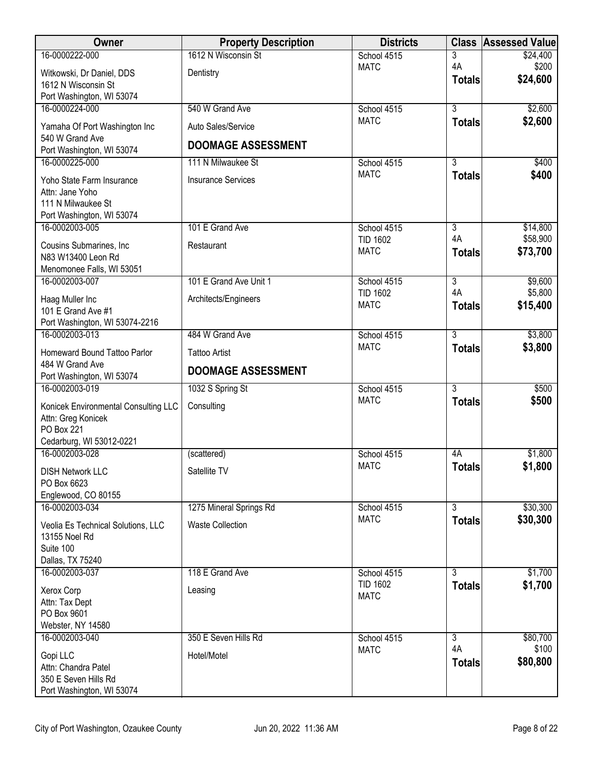| Owner | Property Description | Districts | Class | Assessed Value |
|---|---|---|---|---|
| 16-0000222-000<br>Witkowski, Dr Daniel, DDS<br>1612 N Wisconsin St<br>Port Washington, WI 53074 | 1612 N Wisconsin St<br>Dentistry | School 4515<br>MATC | 3<br>4A<br>**Totals** | $24,400<br>$200<br>**$24,600** |
| 16-0000224-000<br>Yamaha Of Port Washington Inc<br>540 W Grand Ave<br>Port Washington, WI 53074 | 540 W Grand Ave<br>Auto Sales/Service<br>**DOOMAGE ASSESSMENT** | School 4515<br>MATC | 3<br>**Totals** | $2,600<br>**$2,600** |
| 16-0000225-000<br>Yoho State Farm Insurance<br>Attn: Jane Yoho<br>111 N Milwaukee St<br>Port Washington, WI 53074 | 111 N Milwaukee St<br>Insurance Services | School 4515<br>MATC | 3<br>**Totals** | $400<br>**$400** |
| 16-0002003-005<br>Cousins Submarines, Inc<br>N83 W13400 Leon Rd<br>Menomonee Falls, WI 53051 | 101 E Grand Ave<br>Restaurant | School 4515<br>TID 1602<br>MATC | 3<br>4A<br>**Totals** | $14,800<br>$58,900<br>**$73,700** |
| 16-0002003-007<br>Haag Muller Inc<br>101 E Grand Ave #1<br>Port Washington, WI 53074-2216 | 101 E Grand Ave Unit 1<br>Architects/Engineers | School 4515<br>TID 1602<br>MATC | 3<br>4A<br>**Totals** | $9,600<br>$5,800<br>**$15,400** |
| 16-0002003-013<br>Homeward Bound Tattoo Parlor<br>484 W Grand Ave<br>Port Washington, WI 53074 | 484 W Grand Ave<br>Tattoo Artist<br>**DOOMAGE ASSESSMENT** | School 4515<br>MATC | 3<br>**Totals** | $3,800<br>**$3,800** |
| 16-0002003-019<br>Konicek Environmental Consulting LLC<br>Attn: Greg Konicek<br>PO Box 221<br>Cedarburg, WI 53012-0221 | 1032 S Spring St<br>Consulting | School 4515<br>MATC | 3<br>**Totals** | $500<br>**$500** |
| 16-0002003-028<br>DISH Network LLC<br>PO Box 6623<br>Englewood, CO 80155 | (scattered)<br>Satellite TV | School 4515<br>MATC | 4A<br>**Totals** | $1,800<br>**$1,800** |
| 16-0002003-034<br>Veolia Es Technical Solutions, LLC<br>13155 Noel Rd<br>Suite 100<br>Dallas, TX 75240 | 1275 Mineral Springs Rd<br>Waste Collection | School 4515<br>MATC | 3<br>**Totals** | $30,300<br>**$30,300** |
| 16-0002003-037<br>Xerox Corp<br>Attn: Tax Dept<br>PO Box 9601<br>Webster, NY 14580 | 118 E Grand Ave<br>Leasing | School 4515<br>TID 1602<br>MATC | 3<br>**Totals** | $1,700<br>**$1,700** |
| 16-0002003-040<br>Gopi LLC<br>Attn: Chandra Patel<br>350 E Seven Hills Rd<br>Port Washington, WI 53074 | 350 E Seven Hills Rd<br>Hotel/Motel | School 4515<br>MATC | 3<br>4A<br>**Totals** | $80,700<br>$100<br>**$80,800** |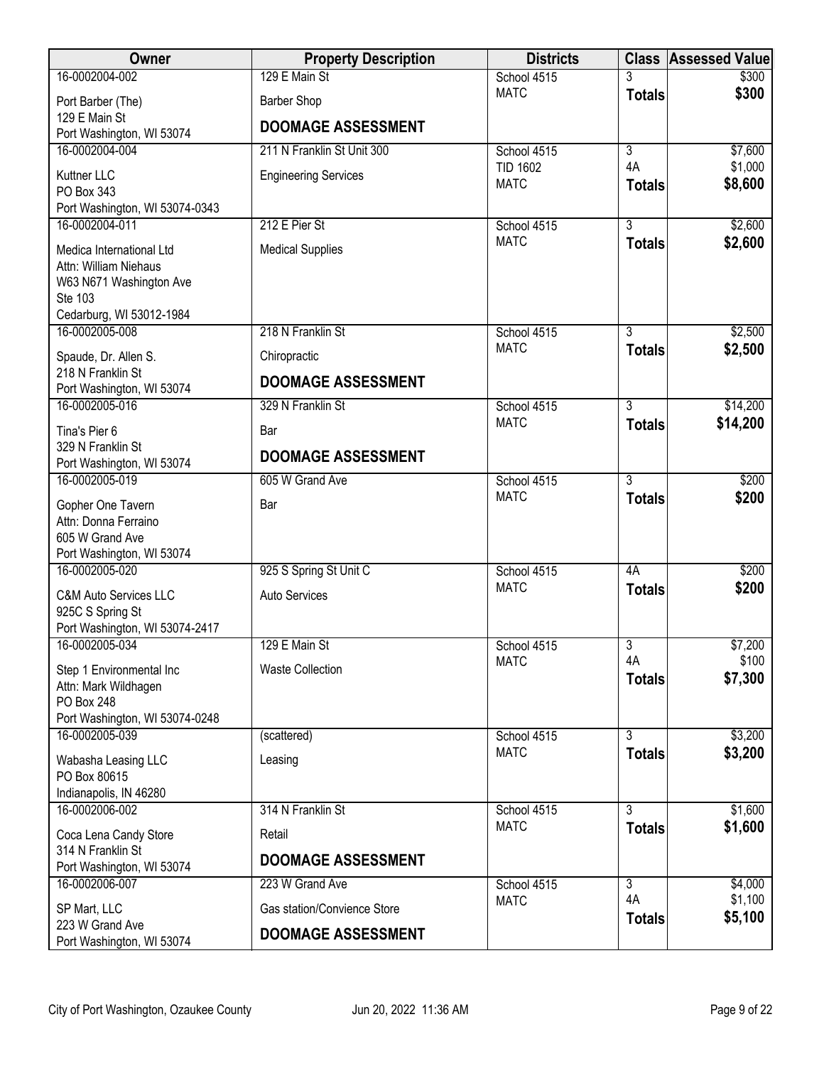| Owner | Property Description | Districts | Class | Assessed Value |
|---|---|---|---|---|
| 16-0002004-002<br>Port Barber (The)<br>129 E Main St<br>Port Washington, WI 53074 | 129 E Main St<br>Barber Shop<br>**DOOMAGE ASSESSMENT** | School 4515<br>MATC | 3<br>**Totals** | $300<br>**$300** |
| 16-0002004-004<br>Kuttner LLC<br>PO Box 343<br>Port Washington, WI 53074-0343 | 211 N Franklin St Unit 300<br>Engineering Services | School 4515<br>TID 1602<br>MATC | 3<br>4A<br>**Totals** | $7,600<br>$1,000<br>**$8,600** |
| 16-0002004-011<br>Medica International Ltd<br>Attn: William Niehaus<br>W63 N671 Washington Ave<br>Ste 103<br>Cedarburg, WI 53012-1984 | 212 E Pier St<br>Medical Supplies | School 4515<br>MATC | 3<br>**Totals** | $2,600<br>**$2,600** |
| 16-0002005-008<br>Spaude, Dr. Allen S.<br>218 N Franklin St<br>Port Washington, WI 53074 | 218 N Franklin St<br>Chiropractic<br>**DOOMAGE ASSESSMENT** | School 4515<br>MATC | 3<br>**Totals** | $2,500<br>**$2,500** |
| 16-0002005-016<br>Tina's Pier 6<br>329 N Franklin St<br>Port Washington, WI 53074 | 329 N Franklin St<br>Bar<br>**DOOMAGE ASSESSMENT** | School 4515<br>MATC | 3<br>**Totals** | $14,200<br>**$14,200** |
| 16-0002005-019<br>Gopher One Tavern<br>Attn: Donna Ferraino<br>605 W Grand Ave<br>Port Washington, WI 53074 | 605 W Grand Ave<br>Bar | School 4515<br>MATC | 3<br>**Totals** | $200<br>**$200** |
| 16-0002005-020<br>C&M Auto Services LLC<br>925C S Spring St<br>Port Washington, WI 53074-2417 | 925 S Spring St Unit C<br>Auto Services | School 4515<br>MATC | 4A<br>**Totals** | $200<br>**$200** |
| 16-0002005-034<br>Step 1 Environmental Inc<br>Attn: Mark Wildhagen<br>PO Box 248<br>Port Washington, WI 53074-0248 | 129 E Main St<br>Waste Collection | School 4515<br>MATC | 3<br>4A<br>**Totals** | $7,200<br>$100<br>**$7,300** |
| 16-0002005-039<br>Wabasha Leasing LLC<br>PO Box 80615<br>Indianapolis, IN 46280 | (scattered)<br>Leasing | School 4515<br>MATC | 3<br>**Totals** | $3,200<br>**$3,200** |
| 16-0002006-002<br>Coca Lena Candy Store<br>314 N Franklin St<br>Port Washington, WI 53074 | 314 N Franklin St<br>Retail<br>**DOOMAGE ASSESSMENT** | School 4515<br>MATC | 3<br>**Totals** | $1,600<br>**$1,600** |
| 16-0002006-007<br>SP Mart, LLC<br>223 W Grand Ave<br>Port Washington, WI 53074 | 223 W Grand Ave<br>Gas station/Convience Store<br>**DOOMAGE ASSESSMENT** | School 4515<br>MATC | 3<br>4A<br>**Totals** | $4,000<br>$1,100<br>**$5,100** |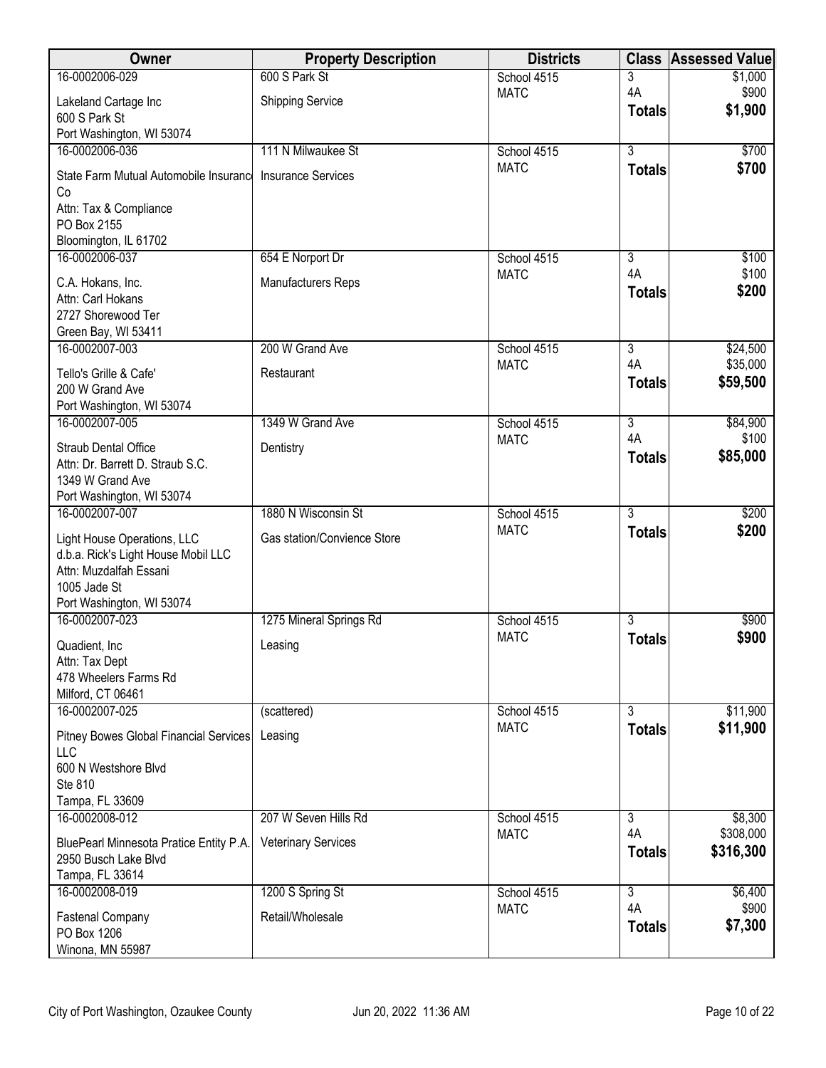| Owner | Property Description | Districts | Class | Assessed Value |
|---|---|---|---|---|
| 16-0002006-029<br>Lakeland Cartage Inc<br>600 S Park St<br>Port Washington, WI 53074 | 600 S Park St<br>Shipping Service | School 4515<br>MATC | 3<br>4A<br>**Totals** | $1,000<br>$900<br>**$1,900** |
| 16-0002006-036<br>State Farm Mutual Automobile Insurance Co<br>Attn: Tax & Compliance<br>PO Box 2155<br>Bloomington, IL 61702 | 111 N Milwaukee St<br>Insurance Services | School 4515<br>MATC | 3<br>**Totals** | $700<br>**$700** |
| 16-0002006-037<br>C.A. Hokans, Inc.<br>Attn: Carl Hokans<br>2727 Shorewood Ter<br>Green Bay, WI 53411 | 654 E Norport Dr<br>Manufacturers Reps | School 4515<br>MATC | 3<br>4A<br>**Totals** | $100<br>$100<br>**$200** |
| 16-0002007-003<br>Tello's Grille & Cafe'<br>200 W Grand Ave<br>Port Washington, WI 53074 | 200 W Grand Ave<br>Restaurant | School 4515<br>MATC | 3<br>4A<br>**Totals** | $24,500<br>$35,000<br>**$59,500** |
| 16-0002007-005<br>Straub Dental Office<br>Attn: Dr. Barrett D. Straub S.C.<br>1349 W Grand Ave<br>Port Washington, WI 53074 | 1349 W Grand Ave<br>Dentistry | School 4515<br>MATC | 3<br>4A<br>**Totals** | $84,900<br>$100<br>**$85,000** |
| 16-0002007-007<br>Light House Operations, LLC<br>d.b.a. Rick's Light House Mobil LLC<br>Attn: Muzdalfah Essani<br>1005 Jade St<br>Port Washington, WI 53074 | 1880 N Wisconsin St<br>Gas station/Convience Store | School 4515<br>MATC | 3<br>**Totals** | $200<br>**$200** |
| 16-0002007-023<br>Quadient, Inc<br>Attn: Tax Dept<br>478 Wheelers Farms Rd<br>Milford, CT 06461 | 1275 Mineral Springs Rd<br>Leasing | School 4515<br>MATC | 3<br>**Totals** | $900<br>**$900** |
| 16-0002007-025<br>Pitney Bowes Global Financial Services LLC<br>600 N Westshore Blvd<br>Ste 810<br>Tampa, FL 33609 | (scattered)<br>Leasing | School 4515<br>MATC | 3<br>**Totals** | $11,900<br>**$11,900** |
| 16-0002008-012<br>BluePearl Minnesota Pratice Entity P.A.<br>2950 Busch Lake Blvd<br>Tampa, FL 33614 | 207 W Seven Hills Rd<br>Veterinary Services | School 4515<br>MATC | 3<br>4A<br>**Totals** | $8,300<br>$308,000<br>**$316,300** |
| 16-0002008-019<br>Fastenal Company<br>PO Box 1206<br>Winona, MN 55987 | 1200 S Spring St<br>Retail/Wholesale | School 4515<br>MATC | 3<br>4A<br>**Totals** | $6,400<br>$900<br>**$7,300** |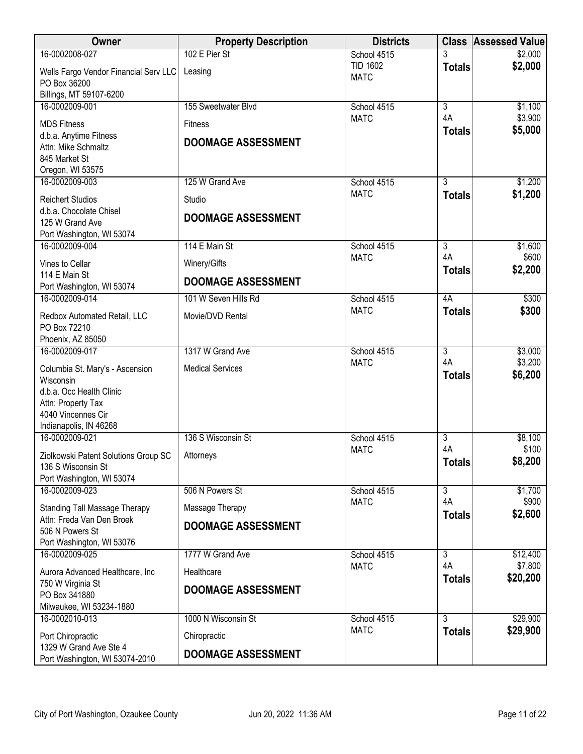| Owner | Property Description | Districts | Class | Assessed Value |
|---|---|---|---|---|
| 16-0002008-027<br>Wells Fargo Vendor Financial Serv LLC<br>PO Box 36200<br>Billings, MT 59107-6200 | 102 E Pier St<br>Leasing | School 4515<br>TID 1602<br>MATC | 3<br>**Totals** | $2,000<br>**$2,000** |
| 16-0002009-001<br>MDS Fitness<br>d.b.a. Anytime Fitness<br>Attn: Mike Schmaltz<br>845 Market St<br>Oregon, WI 53575 | 155 Sweetwater Blvd<br>Fitness<br>**DOOMAGE ASSESSMENT** | School 4515<br>MATC | 3<br>4A<br>**Totals** | $1,100<br>$3,900<br>**$5,000** |
| 16-0002009-003<br>Reichert Studios<br>d.b.a. Chocolate Chisel<br>125 W Grand Ave<br>Port Washington, WI 53074 | 125 W Grand Ave<br>Studio<br>**DOOMAGE ASSESSMENT** | School 4515<br>MATC | 3<br>**Totals** | $1,200<br>**$1,200** |
| 16-0002009-004<br>Vines to Cellar<br>114 E Main St<br>Port Washington, WI 53074 | 114 E Main St<br>Winery/Gifts<br>**DOOMAGE ASSESSMENT** | School 4515<br>MATC | 3<br>4A<br>**Totals** | $1,600<br>$600<br>**$2,200** |
| 16-0002009-014<br>Redbox Automated Retail, LLC<br>PO Box 72210<br>Phoenix, AZ 85050 | 101 W Seven Hills Rd<br>Movie/DVD Rental | School 4515<br>MATC | 4A<br>**Totals** | $300<br>**$300** |
| 16-0002009-017<br>Columbia St. Mary's - Ascension Wisconsin<br>d.b.a. Occ Health Clinic<br>Attn: Property Tax<br>4040 Vincennes Cir<br>Indianapolis, IN 46268 | 1317 W Grand Ave<br>Medical Services | School 4515<br>MATC | 3<br>4A<br>**Totals** | $3,000<br>$3,200<br>**$6,200** |
| 16-0002009-021<br>Ziolkowski Patent Solutions Group SC<br>136 S Wisconsin St<br>Port Washington, WI 53074 | 136 S Wisconsin St<br>Attorneys | School 4515<br>MATC | 3<br>4A<br>**Totals** | $8,100<br>$100<br>**$8,200** |
| 16-0002009-023<br>Standing Tall Massage Therapy<br>Attn: Freda Van Den Broek<br>506 N Powers St<br>Port Washington, WI 53076 | 506 N Powers St<br>Massage Therapy<br>**DOOMAGE ASSESSMENT** | School 4515<br>MATC | 3<br>4A<br>**Totals** | $1,700<br>$900<br>**$2,600** |
| 16-0002009-025<br>Aurora Advanced Healthcare, Inc<br>750 W Virginia St<br>PO Box 341880<br>Milwaukee, WI 53234-1880 | 1777 W Grand Ave<br>Healthcare<br>**DOOMAGE ASSESSMENT** | School 4515<br>MATC | 3<br>4A<br>**Totals** | $12,400<br>$7,800<br>**$20,200** |
| 16-0002010-013<br>Port Chiropractic<br>1329 W Grand Ave Ste 4<br>Port Washington, WI 53074-2010 | 1000 N Wisconsin St<br>Chiropractic<br>**DOOMAGE ASSESSMENT** | School 4515<br>MATC | 3<br>**Totals** | $29,900<br>**$29,900** |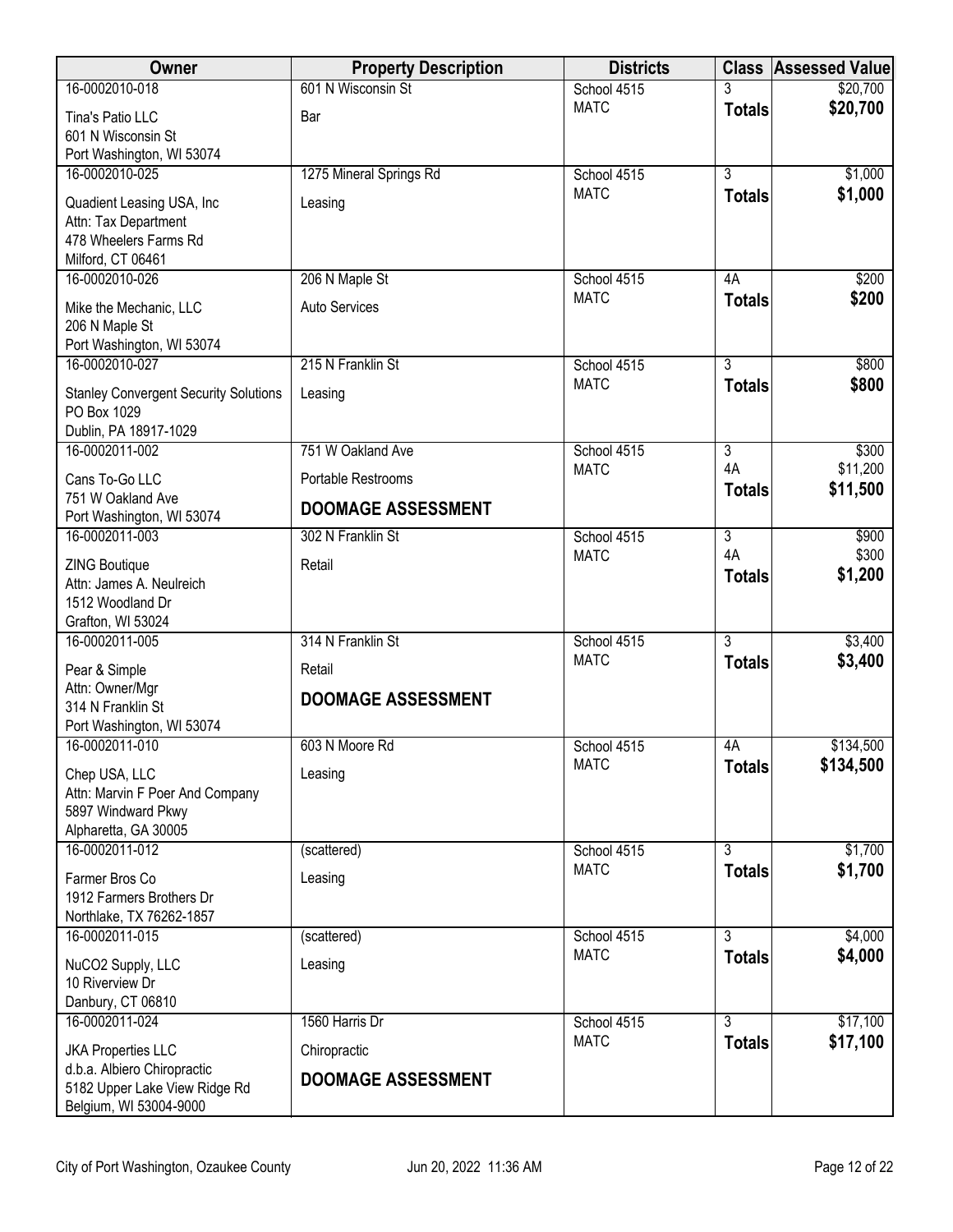| Owner | Property Description | Districts | Class | Assessed Value |
|---|---|---|---|---|
| 16-0002010-018<br>Tina's Patio LLC<br>601 N Wisconsin St<br>Port Washington, WI 53074 | 601 N Wisconsin St<br>Bar | School 4515<br>MATC | 3<br>**Totals** | $20,700<br>**$20,700** |
| 16-0002010-025<br>Quadient Leasing USA, Inc<br>Attn: Tax Department<br>478 Wheelers Farms Rd<br>Milford, CT 06461 | 1275 Mineral Springs Rd<br>Leasing | School 4515<br>MATC | 3<br>**Totals** | $1,000<br>**$1,000** |
| 16-0002010-026<br>Mike the Mechanic, LLC<br>206 N Maple St<br>Port Washington, WI 53074 | 206 N Maple St<br>Auto Services | School 4515<br>MATC | 4A<br>**Totals** | $200<br>**$200** |
| 16-0002010-027<br>Stanley Convergent Security Solutions<br>PO Box 1029<br>Dublin, PA 18917-1029 | 215 N Franklin St<br>Leasing | School 4515<br>MATC | 3<br>**Totals** | $800<br>**$800** |
| 16-0002011-002<br>Cans To-Go LLC<br>751 W Oakland Ave<br>Port Washington, WI 53074 | 751 W Oakland Ave<br>Portable Restrooms<br>**DOOMAGE ASSESSMENT** | School 4515<br>MATC | 3<br>4A<br>**Totals** | $300<br>$11,200<br>**$11,500** |
| 16-0002011-003<br>ZING Boutique<br>Attn: James A. Neulreich<br>1512 Woodland Dr<br>Grafton, WI 53024 | 302 N Franklin St<br>Retail | School 4515<br>MATC | 3<br>4A<br>**Totals** | $900<br>$300<br>**$1,200** |
| 16-0002011-005<br>Pear & Simple<br>Attn: Owner/Mgr<br>314 N Franklin St<br>Port Washington, WI 53074 | 314 N Franklin St<br>Retail<br>**DOOMAGE ASSESSMENT** | School 4515<br>MATC | 3<br>**Totals** | $3,400<br>**$3,400** |
| 16-0002011-010<br>Chep USA, LLC<br>Attn: Marvin F Poer And Company<br>5897 Windward Pkwy<br>Alpharetta, GA 30005 | 603 N Moore Rd<br>Leasing | School 4515<br>MATC | 4A<br>**Totals** | $134,500<br>**$134,500** |
| 16-0002011-012<br>Farmer Bros Co<br>1912 Farmers Brothers Dr<br>Northlake, TX 76262-1857 | (scattered)<br>Leasing | School 4515<br>MATC | 3<br>**Totals** | $1,700<br>**$1,700** |
| 16-0002011-015<br>NuCO2 Supply, LLC<br>10 Riverview Dr<br>Danbury, CT 06810 | (scattered)<br>Leasing | School 4515<br>MATC | 3<br>**Totals** | $4,000<br>**$4,000** |
| 16-0002011-024<br>JKA Properties LLC<br>d.b.a. Albiero Chiropractic<br>5182 Upper Lake View Ridge Rd<br>Belgium, WI 53004-9000 | 1560 Harris Dr<br>Chiropractic<br>**DOOMAGE ASSESSMENT** | School 4515<br>MATC | 3<br>**Totals** | $17,100<br>**$17,100** |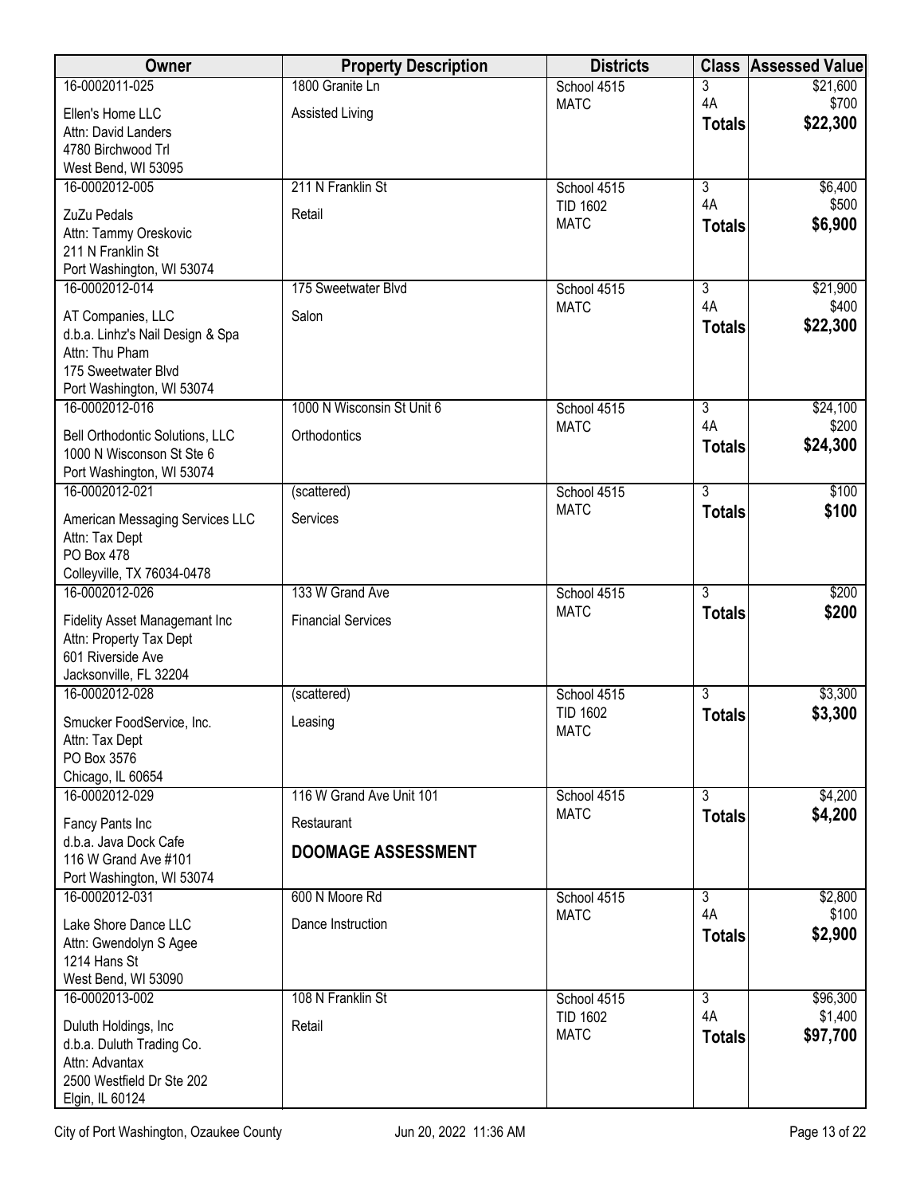| Owner | Property Description | Districts | Class | Assessed Value |
|---|---|---|---|---|
| 16-0002011-025<br>Ellen's Home LLC<br>Attn: David Landers<br>4780 Birchwood Trl<br>West Bend, WI 53095 | 1800 Granite Ln<br>Assisted Living | School 4515<br>MATC | 3<br>4A<br>**Totals** | $21,600<br>$700<br>**$22,300** |
| 16-0002012-005<br>ZuZu Pedals<br>Attn: Tammy Oreskovic<br>211 N Franklin St<br>Port Washington, WI 53074 | 211 N Franklin St<br>Retail | School 4515<br>TID 1602<br>MATC | 3<br>4A<br>**Totals** | $6,400<br>$500<br>**$6,900** |
| 16-0002012-014<br>AT Companies, LLC<br>d.b.a. Linhz's Nail Design & Spa<br>Attn: Thu Pham<br>175 Sweetwater Blvd<br>Port Washington, WI 53074 | 175 Sweetwater Blvd<br>Salon | School 4515<br>MATC | 3<br>4A<br>**Totals** | $21,900<br>$400<br>**$22,300** |
| 16-0002012-016<br>Bell Orthodontic Solutions, LLC<br>1000 N Wisconson St Ste 6<br>Port Washington, WI 53074 | 1000 N Wisconsin St Unit 6<br>Orthodontics | School 4515<br>MATC | 3<br>4A<br>**Totals** | $24,100<br>$200<br>**$24,300** |
| 16-0002012-021<br>American Messaging Services LLC<br>Attn: Tax Dept<br>PO Box 478<br>Colleyville, TX 76034-0478 | (scattered)<br>Services | School 4515<br>MATC | 3<br>**Totals** | $100<br>**$100** |
| 16-0002012-026<br>Fidelity Asset Managemant Inc<br>Attn: Property Tax Dept<br>601 Riverside Ave<br>Jacksonville, FL 32204 | 133 W Grand Ave<br>Financial Services | School 4515<br>MATC | 3<br>**Totals** | $200<br>**$200** |
| 16-0002012-028<br>Smucker FoodService, Inc.<br>Attn: Tax Dept<br>PO Box 3576<br>Chicago, IL 60654 | (scattered)<br>Leasing | School 4515<br>TID 1602<br>MATC | 3<br>**Totals** | $3,300<br>**$3,300** |
| 16-0002012-029<br>Fancy Pants Inc<br>d.b.a. Java Dock Cafe<br>116 W Grand Ave #101<br>Port Washington, WI 53074 | 116 W Grand Ave Unit 101<br>Restaurant<br>**DOOMAGE ASSESSMENT** | School 4515<br>MATC | 3<br>**Totals** | $4,200<br>**$4,200** |
| 16-0002012-031<br>Lake Shore Dance LLC<br>Attn: Gwendolyn S Agee<br>1214 Hans St<br>West Bend, WI 53090 | 600 N Moore Rd<br>Dance Instruction | School 4515<br>MATC | 3<br>4A<br>**Totals** | $2,800<br>$100<br>**$2,900** |
| 16-0002013-002<br>Duluth Holdings, Inc<br>d.b.a. Duluth Trading Co.<br>Attn: Advantax<br>2500 Westfield Dr Ste 202<br>Elgin, IL 60124 | 108 N Franklin St<br>Retail | School 4515<br>TID 1602<br>MATC | 3<br>4A<br>**Totals** | $96,300<br>$1,400<br>**$97,700** |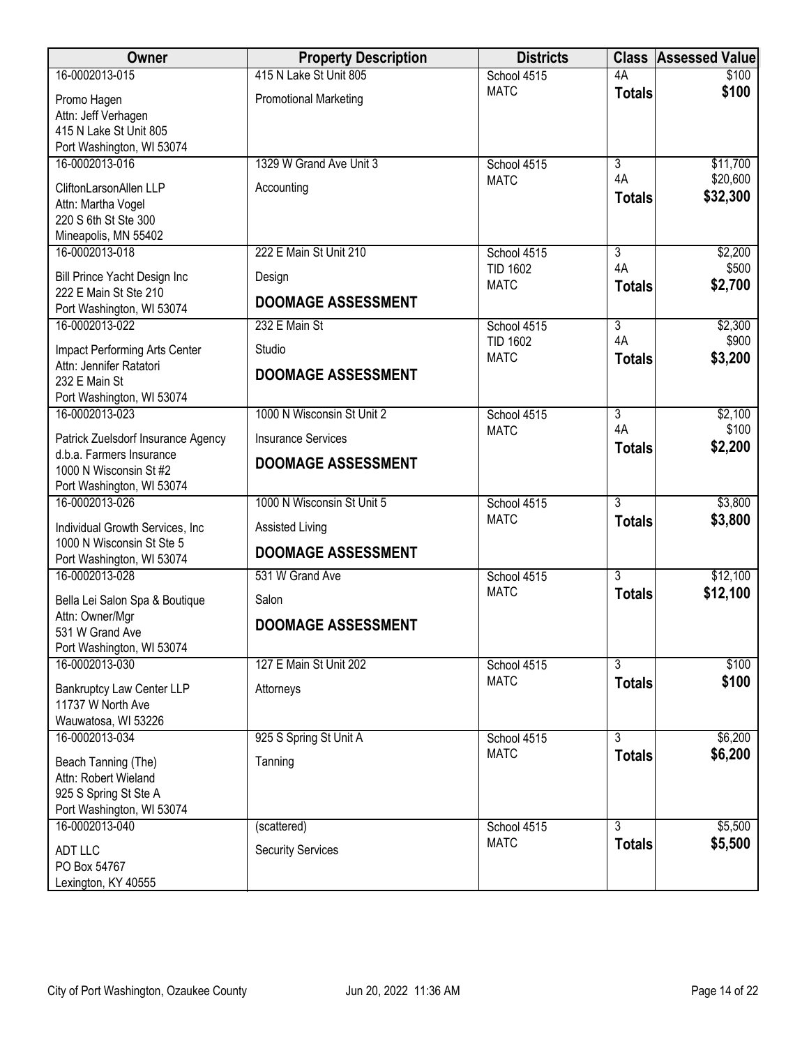| Owner | Property Description | Districts | Class | Assessed Value |
|---|---|---|---|---|
| 16-0002013-015<br>Promo Hagen<br>Attn: Jeff Verhagen<br>415 N Lake St Unit 805<br>Port Washington, WI 53074 | 415 N Lake St Unit 805<br>Promotional Marketing | School 4515<br>MATC | 4A<br>**Totals** | $100<br>**$100** |
| 16-0002013-016<br>CliftonLarsonAllen LLP<br>Attn: Martha Vogel<br>220 S 6th St Ste 300<br>Mineapolis, MN 55402 | 1329 W Grand Ave Unit 3<br>Accounting | School 4515<br>MATC | 3<br>4A<br>**Totals** | $11,700<br>$20,600<br>**$32,300** |
| 16-0002013-018<br>Bill Prince Yacht Design Inc<br>222 E Main St Ste 210<br>Port Washington, WI 53074 | 222 E Main St Unit 210<br>Design<br>**DOOMAGE ASSESSMENT** | School 4515<br>TID 1602<br>MATC | 3<br>4A<br>**Totals** | $2,200<br>$500<br>**$2,700** |
| 16-0002013-022<br>Impact Performing Arts Center<br>Attn: Jennifer Ratatori<br>232 E Main St<br>Port Washington, WI 53074 | 232 E Main St<br>Studio<br>**DOOMAGE ASSESSMENT** | School 4515<br>TID 1602<br>MATC | 3<br>4A<br>**Totals** | $2,300<br>$900<br>**$3,200** |
| 16-0002013-023<br>Patrick Zuelsdorf Insurance Agency<br>d.b.a. Farmers Insurance<br>1000 N Wisconsin St #2<br>Port Washington, WI 53074 | 1000 N Wisconsin St Unit 2<br>Insurance Services<br>**DOOMAGE ASSESSMENT** | School 4515<br>MATC | 3<br>4A<br>**Totals** | $2,100<br>$100<br>**$2,200** |
| 16-0002013-026<br>Individual Growth Services, Inc<br>1000 N Wisconsin St Ste 5<br>Port Washington, WI 53074 | 1000 N Wisconsin St Unit 5<br>Assisted Living<br>**DOOMAGE ASSESSMENT** | School 4515<br>MATC | 3<br>**Totals** | $3,800<br>**$3,800** |
| 16-0002013-028<br>Bella Lei Salon Spa & Boutique<br>Attn: Owner/Mgr<br>531 W Grand Ave<br>Port Washington, WI 53074 | 531 W Grand Ave<br>Salon<br>**DOOMAGE ASSESSMENT** | School 4515<br>MATC | 3<br>**Totals** | $12,100<br>**$12,100** |
| 16-0002013-030<br>Bankruptcy Law Center LLP<br>11737 W North Ave<br>Wauwatosa, WI 53226 | 127 E Main St Unit 202<br>Attorneys | School 4515<br>MATC | 3<br>**Totals** | $100<br>**$100** |
| 16-0002013-034<br>Beach Tanning (The)<br>Attn: Robert Wieland<br>925 S Spring St Ste A<br>Port Washington, WI 53074 | 925 S Spring St Unit A<br>Tanning | School 4515<br>MATC | 3<br>**Totals** | $6,200<br>**$6,200** |
| 16-0002013-040<br>ADT LLC<br>PO Box 54767<br>Lexington, KY 40555 | (scattered)<br>Security Services | School 4515<br>MATC | 3<br>**Totals** | $5,500<br>**$5,500** |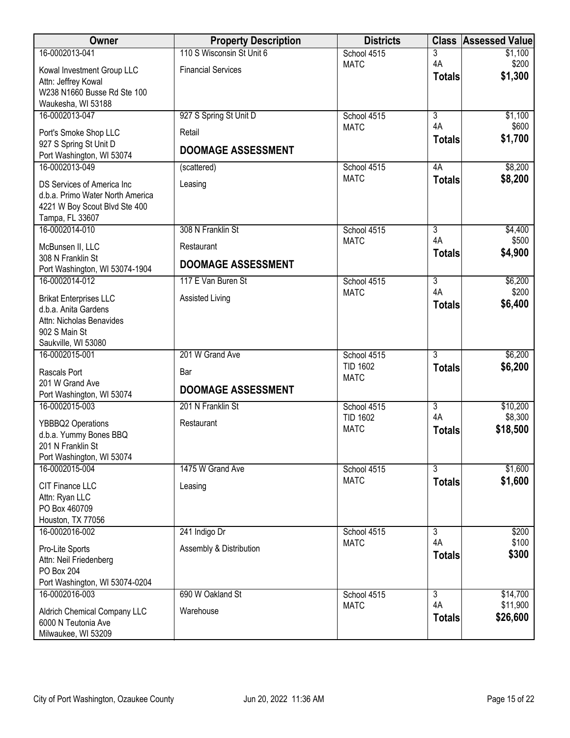| Owner | Property Description | Districts | Class | Assessed Value |
|---|---|---|---|---|
| 16-0002013-041<br>Kowal Investment Group LLC<br>Attn: Jeffrey Kowal<br>W238 N1660 Busse Rd Ste 100<br>Waukesha, WI 53188 | 110 S Wisconsin St Unit 6<br>Financial Services | School 4515<br>MATC | 3<br>4A<br>**Totals** | $1,100<br>$200<br>**$1,300** |
| 16-0002013-047<br>Port's Smoke Shop LLC<br>927 S Spring St Unit D<br>Port Washington, WI 53074 | 927 S Spring St Unit D<br>Retail<br>**DOOMAGE ASSESSMENT** | School 4515<br>MATC | 3<br>4A<br>**Totals** | $1,100<br>$600<br>**$1,700** |
| 16-0002013-049<br>DS Services of America Inc<br>d.b.a. Primo Water North America<br>4221 W Boy Scout Blvd Ste 400<br>Tampa, FL 33607 | (scattered)<br>Leasing | School 4515<br>MATC | 4A<br>**Totals** | $8,200<br>**$8,200** |
| 16-0002014-010<br>McBunsen II, LLC<br>308 N Franklin St<br>Port Washington, WI 53074-1904 | 308 N Franklin St<br>Restaurant<br>**DOOMAGE ASSESSMENT** | School 4515<br>MATC | 3<br>4A<br>**Totals** | $4,400<br>$500<br>**$4,900** |
| 16-0002014-012<br>Brikat Enterprises LLC<br>d.b.a. Anita Gardens<br>Attn: Nicholas Benavides<br>902 S Main St<br>Saukville, WI 53080 | 117 E Van Buren St<br>Assisted Living | School 4515<br>MATC | 3<br>4A<br>**Totals** | $6,200<br>$200<br>**$6,400** |
| 16-0002015-001<br>Rascals Port<br>201 W Grand Ave<br>Port Washington, WI 53074 | 201 W Grand Ave<br>Bar<br>**DOOMAGE ASSESSMENT** | School 4515<br>TID 1602<br>MATC | 3<br>**Totals** | $6,200<br>**$6,200** |
| 16-0002015-003<br>YBBBQ2 Operations<br>d.b.a. Yummy Bones BBQ<br>201 N Franklin St<br>Port Washington, WI 53074 | 201 N Franklin St<br>Restaurant | School 4515<br>TID 1602<br>MATC | 3<br>4A<br>**Totals** | $10,200<br>$8,300<br>**$18,500** |
| 16-0002015-004<br>CIT Finance LLC<br>Attn: Ryan LLC<br>PO Box 460709<br>Houston, TX 77056 | 1475 W Grand Ave<br>Leasing | School 4515<br>MATC | 3<br>**Totals** | $1,600<br>**$1,600** |
| 16-0002016-002<br>Pro-Lite Sports<br>Attn: Neil Friedenberg<br>PO Box 204<br>Port Washington, WI 53074-0204 | 241 Indigo Dr<br>Assembly & Distribution | School 4515<br>MATC | 3<br>4A<br>**Totals** | $200<br>$100<br>**$300** |
| 16-0002016-003<br>Aldrich Chemical Company LLC<br>6000 N Teutonia Ave<br>Milwaukee, WI 53209 | 690 W Oakland St<br>Warehouse | School 4515<br>MATC | 3<br>4A<br>**Totals** | $14,700<br>$11,900<br>**$26,600** |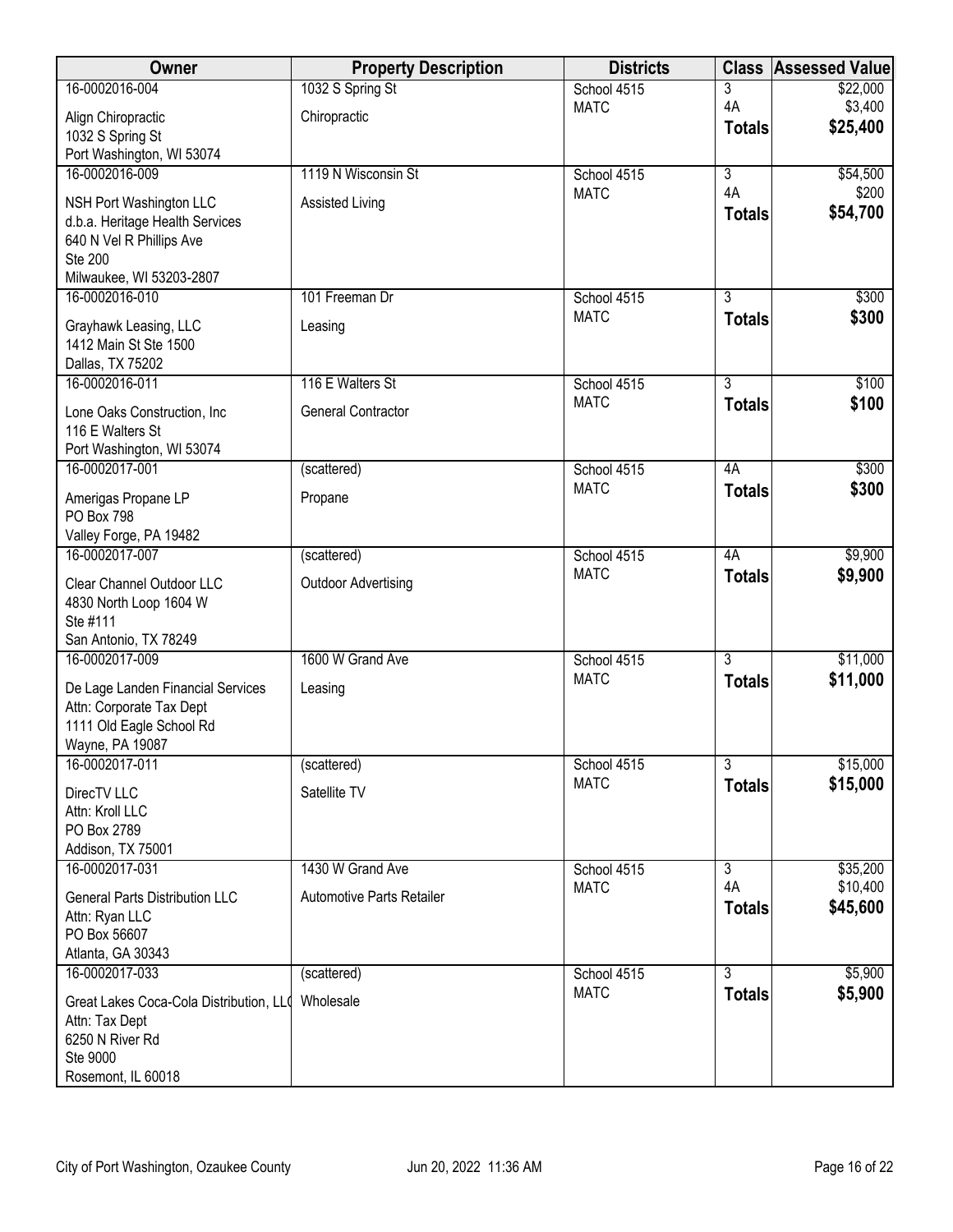| Owner | Property Description | Districts | Class | Assessed Value |
|---|---|---|---|---|
| 16-0002016-004<br><br>Align Chiropractic<br>1032 S Spring St<br>Port Washington, WI 53074 | 1032 S Spring St<br><br>Chiropractic | School 4515<br>MATC | 3<br>4A<br>**Totals** | $22,000<br>$3,400<br>**$25,400** |
| 16-0002016-009<br><br>NSH Port Washington LLC<br>d.b.a. Heritage Health Services<br>640 N Vel R Phillips Ave<br>Ste 200<br>Milwaukee, WI 53203-2807 | 1119 N Wisconsin St<br><br>Assisted Living | School 4515<br>MATC | 3<br>4A<br>**Totals** | $54,500<br>$200<br>**$54,700** |
| 16-0002016-010<br><br>Grayhawk Leasing, LLC<br>1412 Main St Ste 1500<br>Dallas, TX 75202 | 101 Freeman Dr<br><br>Leasing | School 4515<br>MATC | 3<br>**Totals** | $300<br>**$300** |
| 16-0002016-011<br><br>Lone Oaks Construction, Inc<br>116 E Walters St<br>Port Washington, WI 53074 | 116 E Walters St<br><br>General Contractor | School 4515<br>MATC | 3<br>**Totals** | $100<br>**$100** |
| 16-0002017-001<br><br>Amerigas Propane LP<br>PO Box 798<br>Valley Forge, PA 19482 | (scattered)<br><br>Propane | School 4515<br>MATC | 4A<br>**Totals** | $300<br>**$300** |
| 16-0002017-007<br><br>Clear Channel Outdoor LLC<br>4830 North Loop 1604 W<br>Ste #111<br>San Antonio, TX 78249 | (scattered)<br><br>Outdoor Advertising | School 4515<br>MATC | 4A<br>**Totals** | $9,900<br>**$9,900** |
| 16-0002017-009<br><br>De Lage Landen Financial Services<br>Attn: Corporate Tax Dept<br>1111 Old Eagle School Rd<br>Wayne, PA 19087 | 1600 W Grand Ave<br><br>Leasing | School 4515<br>MATC | 3<br>**Totals** | $11,000<br>**$11,000** |
| 16-0002017-011<br><br>DirecTV LLC<br>Attn: Kroll LLC<br>PO Box 2789<br>Addison, TX 75001 | (scattered)<br><br>Satellite TV | School 4515<br>MATC | 3<br>**Totals** | $15,000<br>**$15,000** |
| 16-0002017-031<br><br>General Parts Distribution LLC<br>Attn: Ryan LLC<br>PO Box 56607<br>Atlanta, GA 30343 | 1430 W Grand Ave<br><br>Automotive Parts Retailer | School 4515<br>MATC | 3<br>4A<br>**Totals** | $35,200<br>$10,400<br>**$45,600** |
| 16-0002017-033<br><br>Great Lakes Coca-Cola Distribution, LLC<br>Attn: Tax Dept<br>6250 N River Rd<br>Ste 9000<br>Rosemont, IL 60018 | (scattered)<br><br>Wholesale | School 4515<br>MATC | 3<br>**Totals** | $5,900<br>**$5,900** |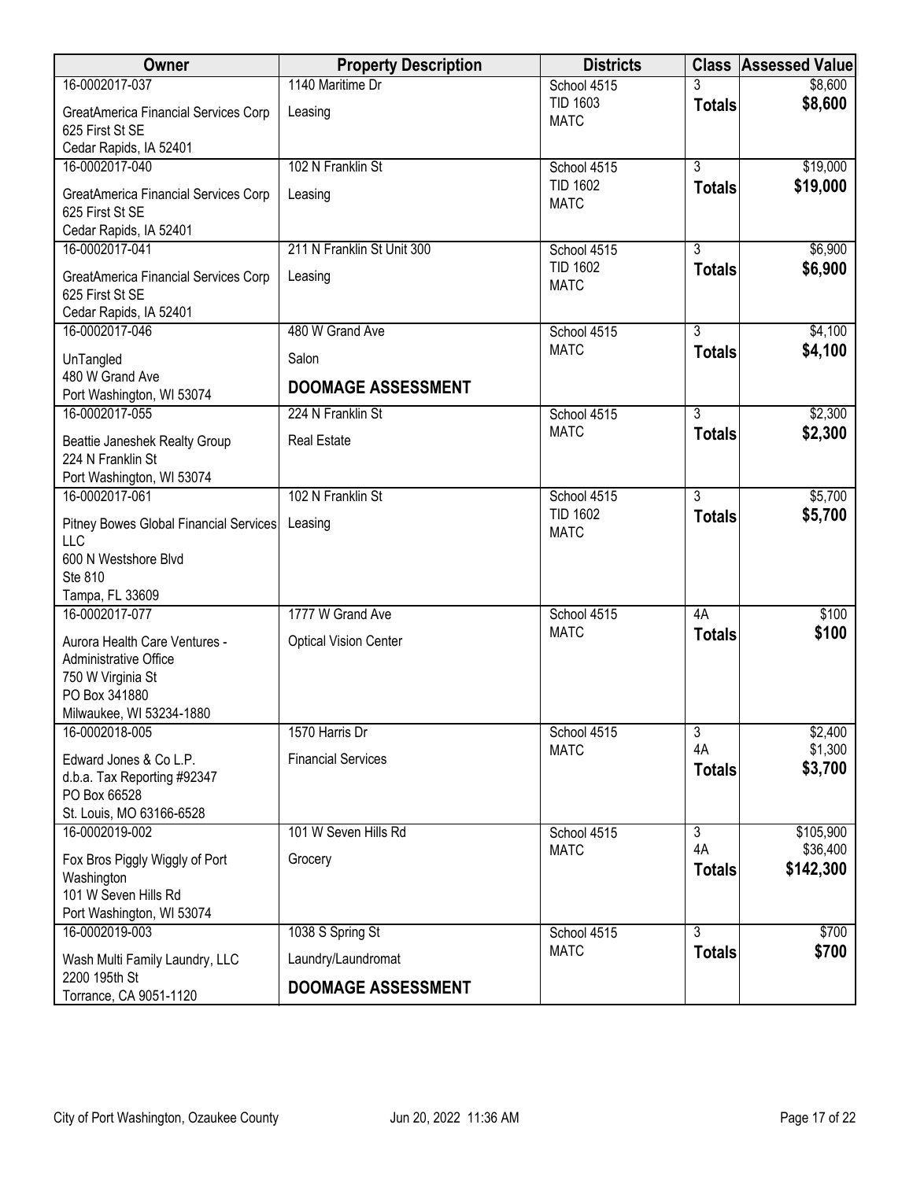| Owner | Property Description | Districts | Class | Assessed Value |
|---|---|---|---|---|
| 16-0002017-037<br>GreatAmerica Financial Services Corp<br>625 First St SE<br>Cedar Rapids, IA 52401 | 1140 Maritime Dr<br>Leasing | School 4515<br>TID 1603<br>MATC | 3<br>**Totals** | $8,600<br>**$8,600** |
| 16-0002017-040<br>GreatAmerica Financial Services Corp<br>625 First St SE<br>Cedar Rapids, IA 52401 | 102 N Franklin St<br>Leasing | School 4515<br>TID 1602<br>MATC | 3<br>**Totals** | $19,000<br>**$19,000** |
| 16-0002017-041<br>GreatAmerica Financial Services Corp<br>625 First St SE<br>Cedar Rapids, IA 52401 | 211 N Franklin St Unit 300<br>Leasing | School 4515<br>TID 1602<br>MATC | 3<br>**Totals** | $6,900<br>**$6,900** |
| 16-0002017-046<br>UnTangled<br>480 W Grand Ave<br>Port Washington, WI 53074 | 480 W Grand Ave<br>Salon<br>**DOOMAGE ASSESSMENT** | School 4515<br>MATC | 3<br>**Totals** | $4,100<br>**$4,100** |
| 16-0002017-055<br>Beattie Janeshek Realty Group<br>224 N Franklin St<br>Port Washington, WI 53074 | 224 N Franklin St<br>Real Estate | School 4515<br>MATC | 3<br>**Totals** | $2,300<br>**$2,300** |
| 16-0002017-061<br>Pitney Bowes Global Financial Services LLC<br>600 N Westshore Blvd<br>Ste 810<br>Tampa, FL 33609 | 102 N Franklin St<br>Leasing | School 4515<br>TID 1602<br>MATC | 3<br>**Totals** | $5,700<br>**$5,700** |
| 16-0002017-077<br>Aurora Health Care Ventures - Administrative Office<br>750 W Virginia St<br>PO Box 341880<br>Milwaukee, WI 53234-1880 | 1777 W Grand Ave<br>Optical Vision Center | School 4515<br>MATC | 4A<br>**Totals** | $100<br>**$100** |
| 16-0002018-005<br>Edward Jones & Co L.P.<br>d.b.a. Tax Reporting #92347<br>PO Box 66528<br>St. Louis, MO 63166-6528 | 1570 Harris Dr<br>Financial Services | School 4515<br>MATC | 3<br>4A<br>**Totals** | $2,400<br>$1,300<br>**$3,700** |
| 16-0002019-002<br>Fox Bros Piggly Wiggly of Port Washington<br>101 W Seven Hills Rd<br>Port Washington, WI 53074 | 101 W Seven Hills Rd<br>Grocery | School 4515<br>MATC | 3<br>4A<br>**Totals** | $105,900<br>$36,400<br>**$142,300** |
| 16-0002019-003<br>Wash Multi Family Laundry, LLC<br>2200 195th St<br>Torrance, CA 9051-1120 | 1038 S Spring St<br>Laundry/Laundromat<br>**DOOMAGE ASSESSMENT** | School 4515<br>MATC | 3<br>**Totals** | $700<br>**$700** |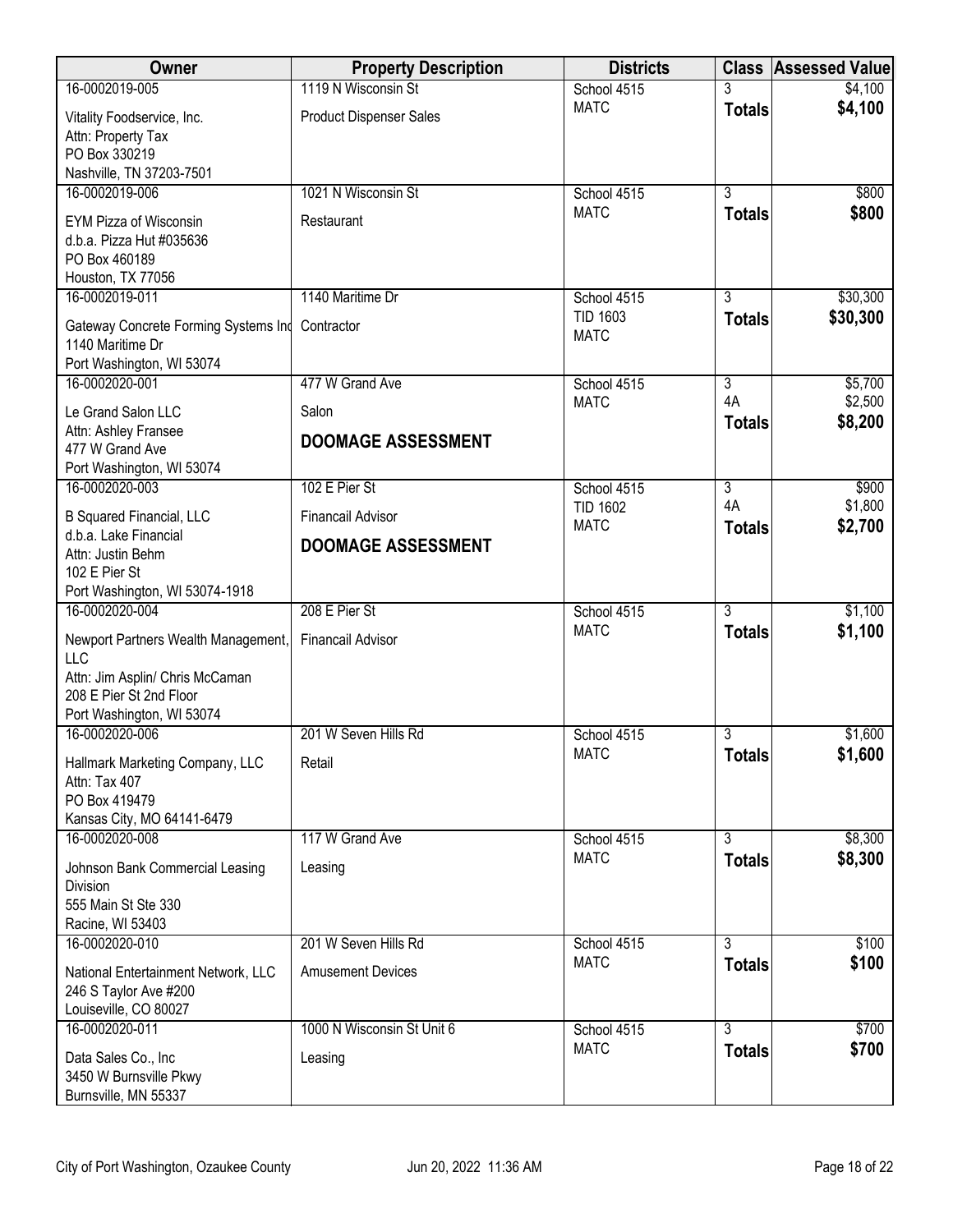| Owner | Property Description | Districts | Class | Assessed Value |
|---|---|---|---|---|
| 16-0002019-005<br>Vitality Foodservice, Inc.<br>Attn: Property Tax<br>PO Box 330219<br>Nashville, TN 37203-7501 | 1119 N Wisconsin St<br>Product Dispenser Sales | School 4515<br>MATC | 3<br>**Totals** | $4,100<br>**$4,100** |
| 16-0002019-006<br>EYM Pizza of Wisconsin<br>d.b.a. Pizza Hut #035636<br>PO Box 460189<br>Houston, TX 77056 | 1021 N Wisconsin St<br>Restaurant | School 4515<br>MATC | 3<br>**Totals** | $800<br>**$800** |
| 16-0002019-011<br>Gateway Concrete Forming Systems Inc<br>1140 Maritime Dr<br>Port Washington, WI 53074 | 1140 Maritime Dr<br>Contractor | School 4515<br>TID 1603<br>MATC | 3<br>**Totals** | $30,300<br>**$30,300** |
| 16-0002020-001<br>Le Grand Salon LLC<br>Attn: Ashley Fransee<br>477 W Grand Ave<br>Port Washington, WI 53074 | 477 W Grand Ave<br>Salon<br>**DOOMAGE ASSESSMENT** | School 4515<br>MATC | 3<br>4A<br>**Totals** | $5,700<br>$2,500<br>**$8,200** |
| 16-0002020-003<br>B Squared Financial, LLC<br>d.b.a. Lake Financial<br>Attn: Justin Behm<br>102 E Pier St<br>Port Washington, WI 53074-1918 | 102 E Pier St<br>Financail Advisor<br>**DOOMAGE ASSESSMENT** | School 4515<br>TID 1602<br>MATC | 3<br>4A<br>**Totals** | $900<br>$1,800<br>**$2,700** |
| 16-0002020-004<br>Newport Partners Wealth Management, LLC<br>Attn: Jim Asplin/ Chris McCaman<br>208 E Pier St 2nd Floor<br>Port Washington, WI 53074 | 208 E Pier St<br>Financail Advisor | School 4515<br>MATC | 3<br>**Totals** | $1,100<br>**$1,100** |
| 16-0002020-006<br>Hallmark Marketing Company, LLC<br>Attn: Tax 407<br>PO Box 419479<br>Kansas City, MO 64141-6479 | 201 W Seven Hills Rd<br>Retail | School 4515<br>MATC | 3<br>**Totals** | $1,600<br>**$1,600** |
| 16-0002020-008<br>Johnson Bank Commercial Leasing Division<br>555 Main St Ste 330<br>Racine, WI 53403 | 117 W Grand Ave<br>Leasing | School 4515<br>MATC | 3<br>**Totals** | $8,300<br>**$8,300** |
| 16-0002020-010<br>National Entertainment Network, LLC<br>246 S Taylor Ave #200<br>Louiseville, CO 80027 | 201 W Seven Hills Rd<br>Amusement Devices | School 4515<br>MATC | 3<br>**Totals** | $100<br>**$100** |
| 16-0002020-011<br>Data Sales Co., Inc<br>3450 W Burnsville Pkwy<br>Burnsville, MN 55337 | 1000 N Wisconsin St Unit 6<br>Leasing | School 4515<br>MATC | 3<br>**Totals** | $700<br>**$700** |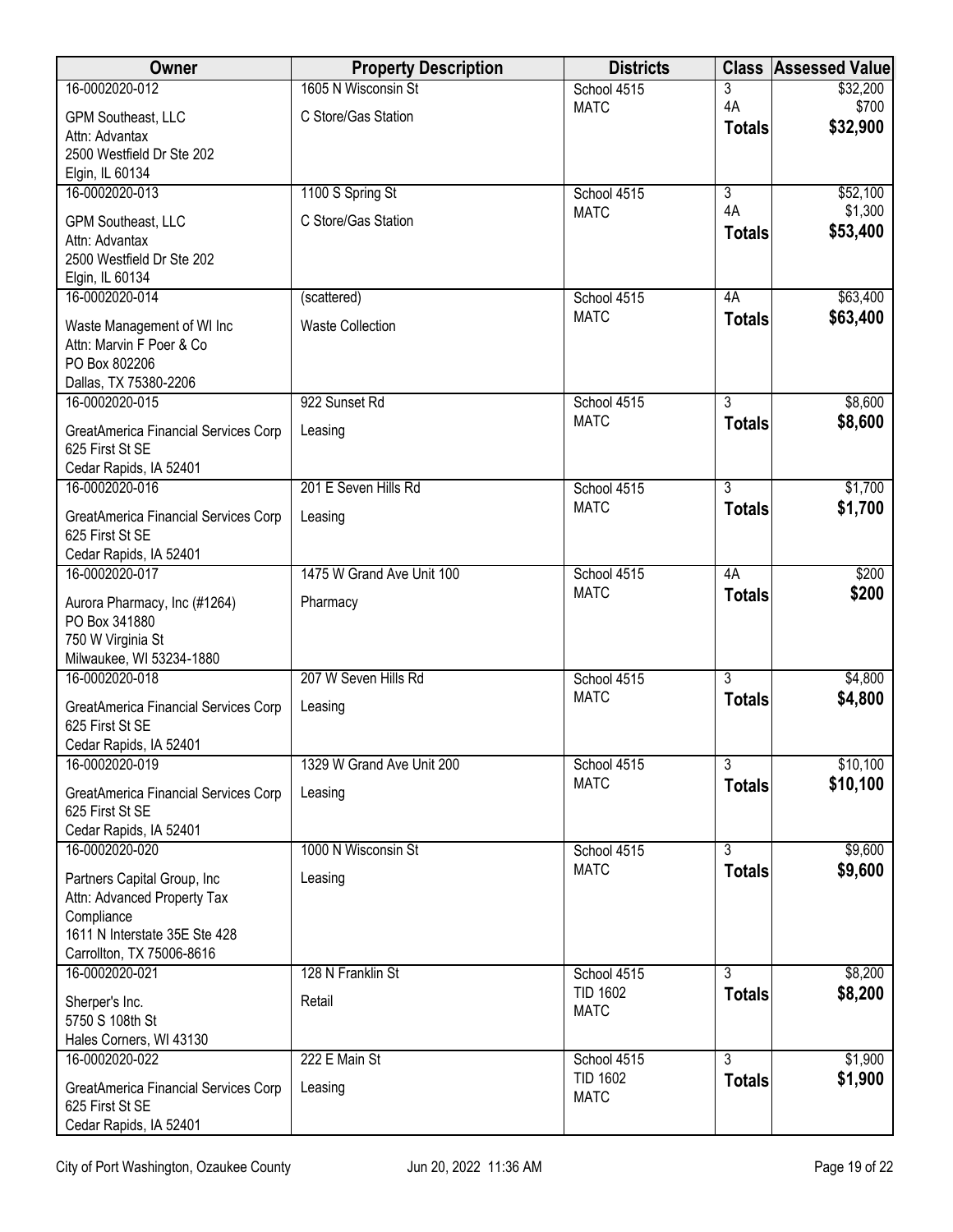| Owner | Property Description | Districts | Class | Assessed Value |
|---|---|---|---|---|
| 16-0002020-012<br>GPM Southeast, LLC<br>Attn: Advantax<br>2500 Westfield Dr Ste 202<br>Elgin, IL 60134 | 1605 N Wisconsin St<br>C Store/Gas Station | School 4515<br>MATC | 3<br>4A<br>**Totals** | \$32,200<br>\$700<br>**\$32,900** |
| 16-0002020-013<br>GPM Southeast, LLC<br>Attn: Advantax<br>2500 Westfield Dr Ste 202<br>Elgin, IL 60134 | 1100 S Spring St<br>C Store/Gas Station | School 4515<br>MATC | 3<br>4A<br>**Totals** | \$52,100<br>\$1,300<br>**\$53,400** |
| 16-0002020-014<br>Waste Management of WI Inc<br>Attn: Marvin F Poer & Co<br>PO Box 802206<br>Dallas, TX 75380-2206 | (scattered)<br>Waste Collection | School 4515<br>MATC | 4A<br>**Totals** | \$63,400<br>**\$63,400** |
| 16-0002020-015<br>GreatAmerica Financial Services Corp<br>625 First St SE<br>Cedar Rapids, IA 52401 | 922 Sunset Rd<br>Leasing | School 4515<br>MATC | 3<br>**Totals** | \$8,600<br>**\$8,600** |
| 16-0002020-016<br>GreatAmerica Financial Services Corp<br>625 First St SE<br>Cedar Rapids, IA 52401 | 201 E Seven Hills Rd<br>Leasing | School 4515<br>MATC | 3<br>**Totals** | \$1,700<br>**\$1,700** |
| 16-0002020-017<br>Aurora Pharmacy, Inc (#1264)<br>PO Box 341880<br>750 W Virginia St<br>Milwaukee, WI 53234-1880 | 1475 W Grand Ave Unit 100<br>Pharmacy | School 4515<br>MATC | 4A<br>**Totals** | \$200<br>**\$200** |
| 16-0002020-018<br>GreatAmerica Financial Services Corp<br>625 First St SE<br>Cedar Rapids, IA 52401 | 207 W Seven Hills Rd<br>Leasing | School 4515<br>MATC | 3<br>**Totals** | \$4,800<br>**\$4,800** |
| 16-0002020-019<br>GreatAmerica Financial Services Corp<br>625 First St SE<br>Cedar Rapids, IA 52401 | 1329 W Grand Ave Unit 200<br>Leasing | School 4515<br>MATC | 3<br>**Totals** | \$10,100<br>**\$10,100** |
| 16-0002020-020<br>Partners Capital Group, Inc<br>Attn: Advanced Property Tax Compliance<br>1611 N Interstate 35E Ste 428<br>Carrollton, TX 75006-8616 | 1000 N Wisconsin St<br>Leasing | School 4515<br>MATC | 3<br>**Totals** | \$9,600<br>**\$9,600** |
| 16-0002020-021<br>Sherper's Inc.<br>5750 S 108th St<br>Hales Corners, WI 43130 | 128 N Franklin St<br>Retail | School 4515<br>TID 1602<br>MATC | 3<br>**Totals** | \$8,200<br>**\$8,200** |
| 16-0002020-022<br>GreatAmerica Financial Services Corp<br>625 First St SE<br>Cedar Rapids, IA 52401 | 222 E Main St<br>Leasing | School 4515<br>TID 1602<br>MATC | 3<br>**Totals** | \$1,900<br>**\$1,900** |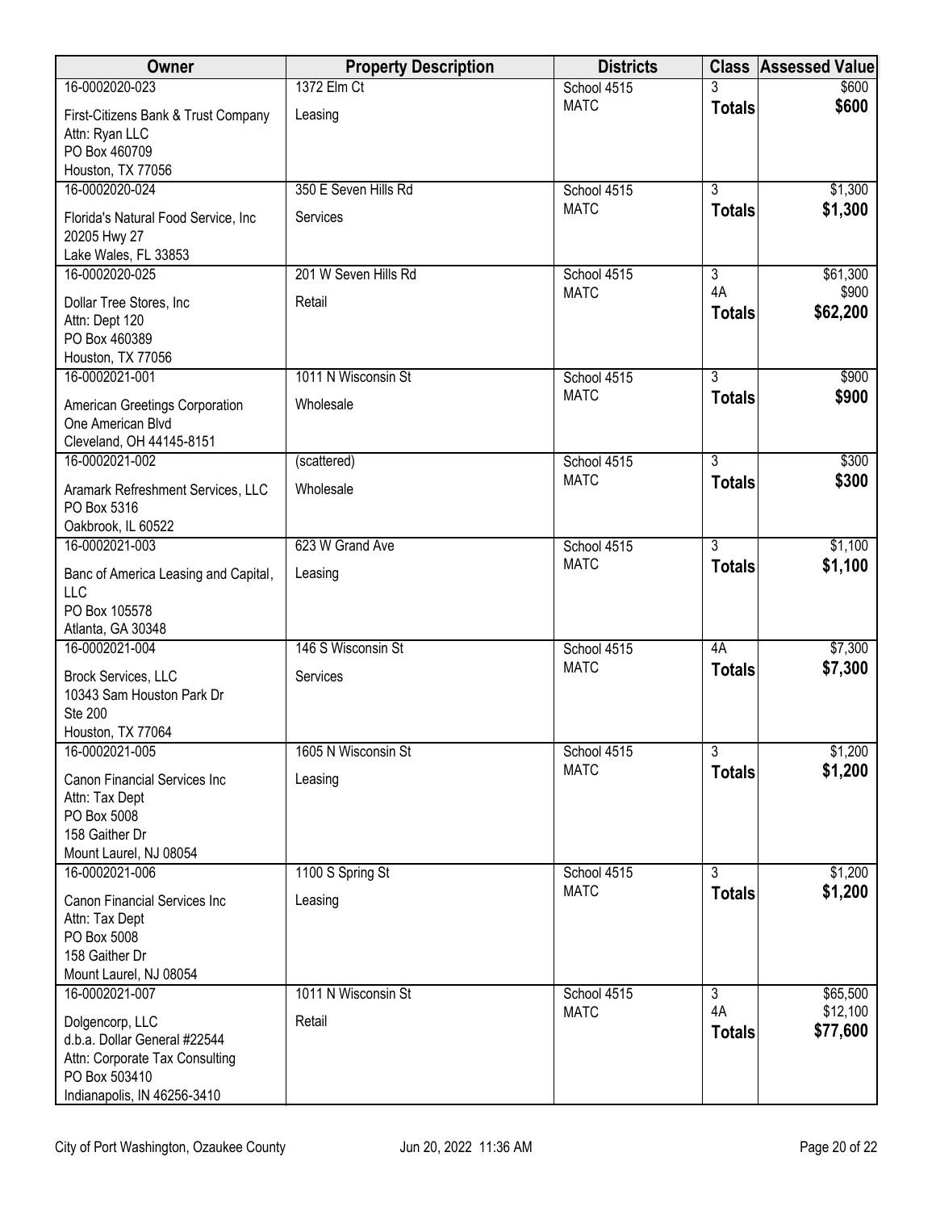| Owner | Property Description | Districts | Class | Assessed Value |
|---|---|---|---|---|
| 16-0002020-023<br>First-Citizens Bank & Trust Company<br>Attn: Ryan LLC<br>PO Box 460709<br>Houston, TX 77056 | 1372 Elm Ct<br>Leasing | School 4515<br>MATC | 3<br>**Totals** | $600<br>**$600** |
| 16-0002020-024<br>Florida's Natural Food Service, Inc<br>20205 Hwy 27<br>Lake Wales, FL 33853 | 350 E Seven Hills Rd<br>Services | School 4515<br>MATC | 3<br>**Totals** | $1,300<br>**$1,300** |
| 16-0002020-025<br>Dollar Tree Stores, Inc<br>Attn: Dept 120<br>PO Box 460389<br>Houston, TX 77056 | 201 W Seven Hills Rd<br>Retail | School 4515<br>MATC | 3<br>4A<br>**Totals** | $61,300<br>$900<br>**$62,200** |
| 16-0002021-001<br>American Greetings Corporation<br>One American Blvd<br>Cleveland, OH 44145-8151 | 1011 N Wisconsin St<br>Wholesale | School 4515<br>MATC | 3<br>**Totals** | $900<br>**$900** |
| 16-0002021-002<br>Aramark Refreshment Services, LLC<br>PO Box 5316<br>Oakbrook, IL 60522 | (scattered)<br>Wholesale | School 4515<br>MATC | 3<br>**Totals** | $300<br>**$300** |
| 16-0002021-003<br>Banc of America Leasing and Capital, LLC<br>PO Box 105578<br>Atlanta, GA 30348 | 623 W Grand Ave<br>Leasing | School 4515<br>MATC | 3<br>**Totals** | $1,100<br>**$1,100** |
| 16-0002021-004<br>Brock Services, LLC<br>10343 Sam Houston Park Dr<br>Ste 200<br>Houston, TX 77064 | 146 S Wisconsin St<br>Services | School 4515<br>MATC | 4A<br>**Totals** | $7,300<br>**$7,300** |
| 16-0002021-005<br>Canon Financial Services Inc<br>Attn: Tax Dept<br>PO Box 5008<br>158 Gaither Dr<br>Mount Laurel, NJ 08054 | 1605 N Wisconsin St<br>Leasing | School 4515<br>MATC | 3<br>**Totals** | $1,200<br>**$1,200** |
| 16-0002021-006<br>Canon Financial Services Inc<br>Attn: Tax Dept<br>PO Box 5008<br>158 Gaither Dr<br>Mount Laurel, NJ 08054 | 1100 S Spring St<br>Leasing | School 4515<br>MATC | 3<br>**Totals** | $1,200<br>**$1,200** |
| 16-0002021-007<br>Dolgencorp, LLC<br>d.b.a. Dollar General #22544<br>Attn: Corporate Tax Consulting<br>PO Box 503410<br>Indianapolis, IN 46256-3410 | 1011 N Wisconsin St<br>Retail | School 4515<br>MATC | 3<br>4A<br>**Totals** | $65,500<br>$12,100<br>**$77,600** |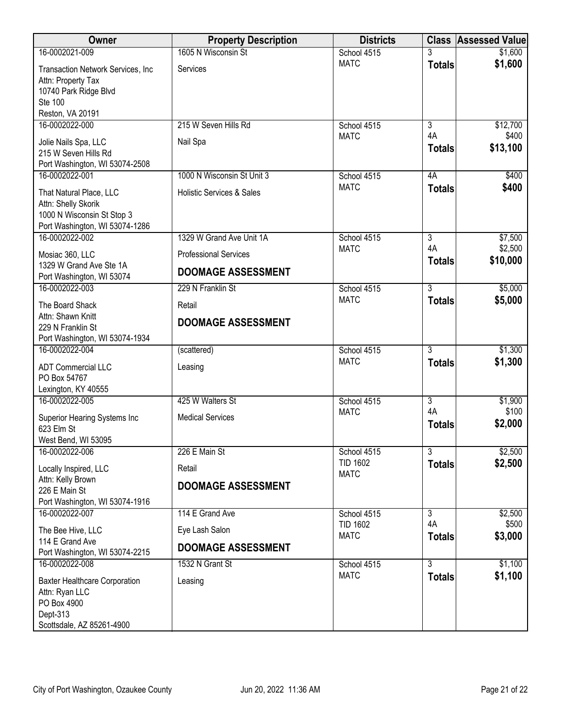| Owner | Property Description | Districts | Class | Assessed Value |
|---|---|---|---|---|
| 16-0002021-009<br>Transaction Network Services, Inc<br>Attn: Property Tax<br>10740 Park Ridge Blvd<br>Ste 100<br>Reston, VA 20191 | 1605 N Wisconsin St<br>Services | School 4515<br>MATC | 3<br>**Totals** | $1,600<br>**$1,600** |
| 16-0002022-000<br>Jolie Nails Spa, LLC<br>215 W Seven Hills Rd<br>Port Washington, WI 53074-2508 | 215 W Seven Hills Rd<br>Nail Spa | School 4515<br>MATC | 3<br>4A<br>**Totals** | $12,700<br>$400<br>**$13,100** |
| 16-0002022-001<br>That Natural Place, LLC<br>Attn: Shelly Skorik<br>1000 N Wisconsin St Stop 3<br>Port Washington, WI 53074-1286 | 1000 N Wisconsin St Unit 3<br>Holistic Services & Sales | School 4515<br>MATC | 4A<br>**Totals** | $400<br>**$400** |
| 16-0002022-002<br>Mosiac 360, LLC<br>1329 W Grand Ave Ste 1A<br>Port Washington, WI 53074 | 1329 W Grand Ave Unit 1A<br>Professional Services<br>**DOOMAGE ASSESSMENT** | School 4515<br>MATC | 3<br>4A<br>**Totals** | $7,500<br>$2,500<br>**$10,000** |
| 16-0002022-003<br>The Board Shack<br>Attn: Shawn Knitt<br>229 N Franklin St<br>Port Washington, WI 53074-1934 | 229 N Franklin St<br>Retail<br>**DOOMAGE ASSESSMENT** | School 4515<br>MATC | 3<br>**Totals** | $5,000<br>**$5,000** |
| 16-0002022-004<br>ADT Commercial LLC<br>PO Box 54767<br>Lexington, KY 40555 | (scattered)<br>Leasing | School 4515<br>MATC | 3<br>**Totals** | $1,300<br>**$1,300** |
| 16-0002022-005<br>Superior Hearing Systems Inc<br>623 Elm St<br>West Bend, WI 53095 | 425 W Walters St<br>Medical Services | School 4515<br>MATC | 3<br>4A<br>**Totals** | $1,900<br>$100<br>**$2,000** |
| 16-0002022-006<br>Locally Inspired, LLC<br>Attn: Kelly Brown<br>226 E Main St<br>Port Washington, WI 53074-1916 | 226 E Main St<br>Retail<br>**DOOMAGE ASSESSMENT** | School 4515<br>TID 1602<br>MATC | 3<br>**Totals** | $2,500<br>**$2,500** |
| 16-0002022-007<br>The Bee Hive, LLC<br>114 E Grand Ave<br>Port Washington, WI 53074-2215 | 114 E Grand Ave<br>Eye Lash Salon<br>**DOOMAGE ASSESSMENT** | School 4515<br>TID 1602<br>MATC | 3<br>4A<br>**Totals** | $2,500<br>$500<br>**$3,000** |
| 16-0002022-008<br>Baxter Healthcare Corporation<br>Attn: Ryan LLC<br>PO Box 4900<br>Dept-313<br>Scottsdale, AZ 85261-4900 | 1532 N Grant St<br>Leasing | School 4515<br>MATC | 3<br>**Totals** | $1,100<br>**$1,100** |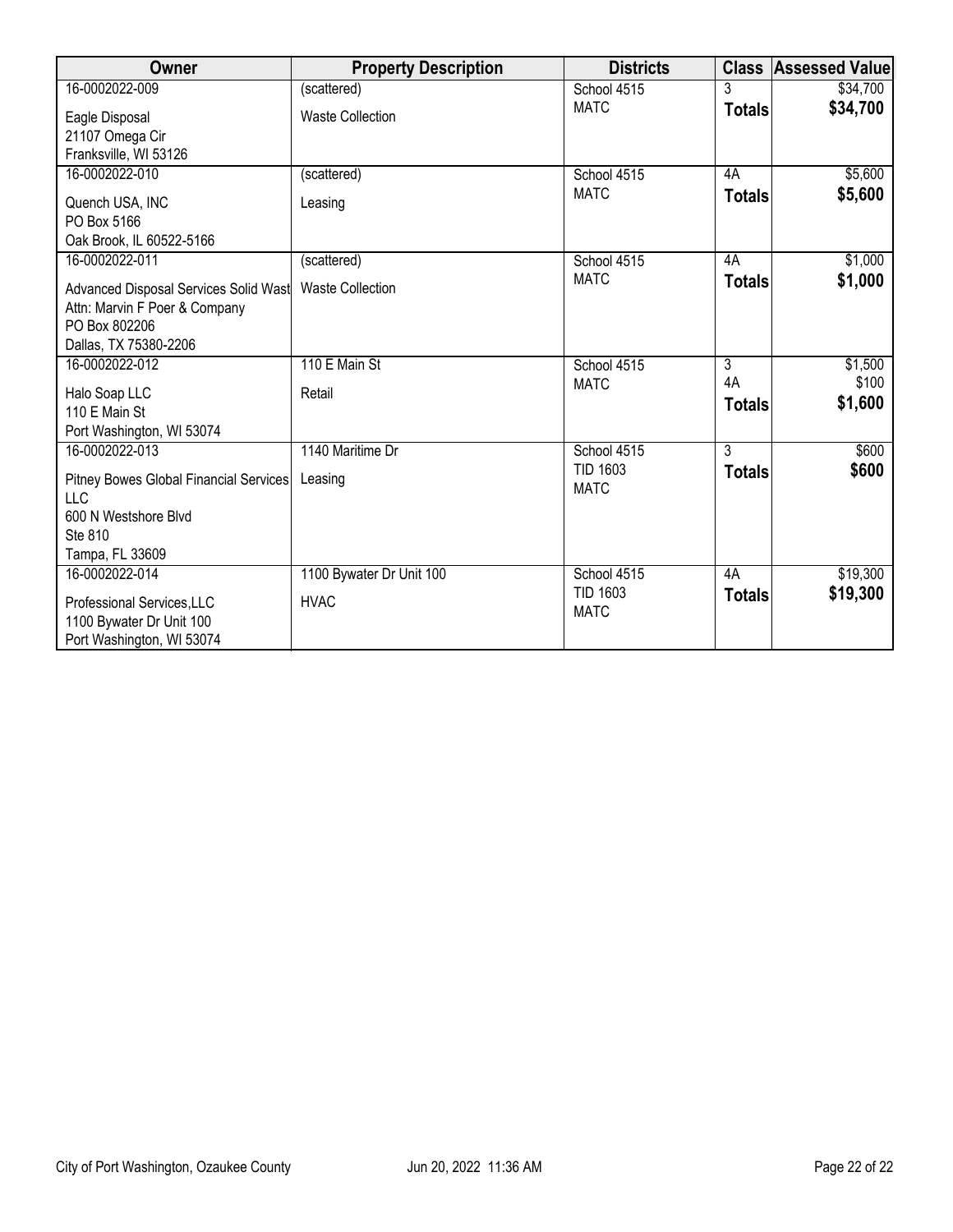| Owner | Property Description | Districts | Class | Assessed Value |
|---|---|---|---|---|
| 16-0002022-009<br>Eagle Disposal<br>21107 Omega Cir<br>Franksville, WI 53126 | (scattered)<br>Waste Collection | School 4515<br>MATC | 3<br>**Totals** | $34,700<br>**$34,700** |
| 16-0002022-010<br>Quench USA, INC<br>PO Box 5166<br>Oak Brook, IL 60522-5166 | (scattered)<br>Leasing | School 4515<br>MATC | 4A<br>**Totals** | $5,600<br>**$5,600** |
| 16-0002022-011<br>Advanced Disposal Services Solid Wast<br>Attn: Marvin F Poer & Company<br>PO Box 802206<br>Dallas, TX 75380-2206 | (scattered)<br>Waste Collection | School 4515<br>MATC | 4A<br>**Totals** | $1,000<br>**$1,000** |
| 16-0002022-012<br>Halo Soap LLC<br>110 E Main St<br>Port Washington, WI 53074 | 110 E Main St<br>Retail | School 4515<br>MATC | 3<br>4A<br>**Totals** | $1,500<br>$100<br>**$1,600** |
| 16-0002022-013<br>Pitney Bowes Global Financial Services LLC<br>600 N Westshore Blvd<br>Ste 810<br>Tampa, FL 33609 | 1140 Maritime Dr<br>Leasing | School 4515<br>TID 1603<br>MATC | 3<br>**Totals** | $600<br>**$600** |
| 16-0002022-014<br>Professional Services,LLC<br>1100 Bywater Dr Unit 100<br>Port Washington, WI 53074 | 1100 Bywater Dr Unit 100<br>HVAC | School 4515<br>TID 1603<br>MATC | 4A<br>**Totals** | $19,300<br>**$19,300** |